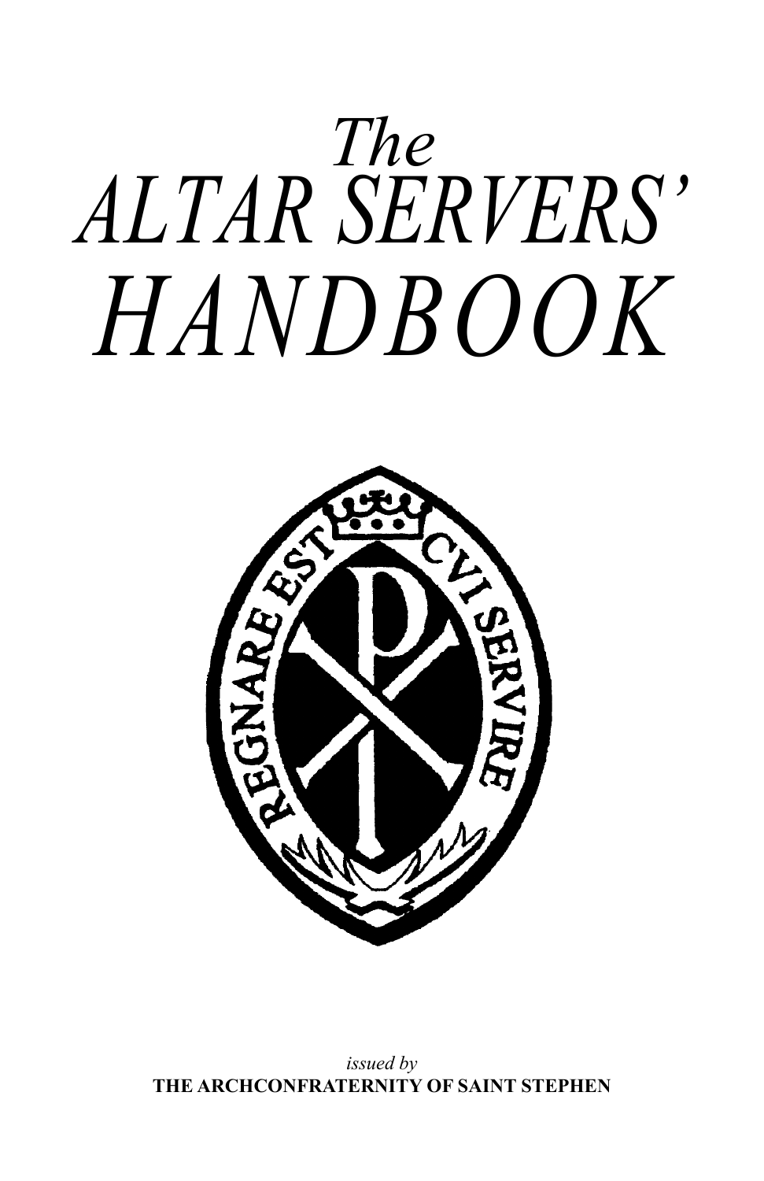# *The ALTAR SERVERS' HANDBOOK*

REGNARE EST CVI SERVIRE

*issued by*

**THE ARCHCONFRATERNITY OF SAINT STEPHEN**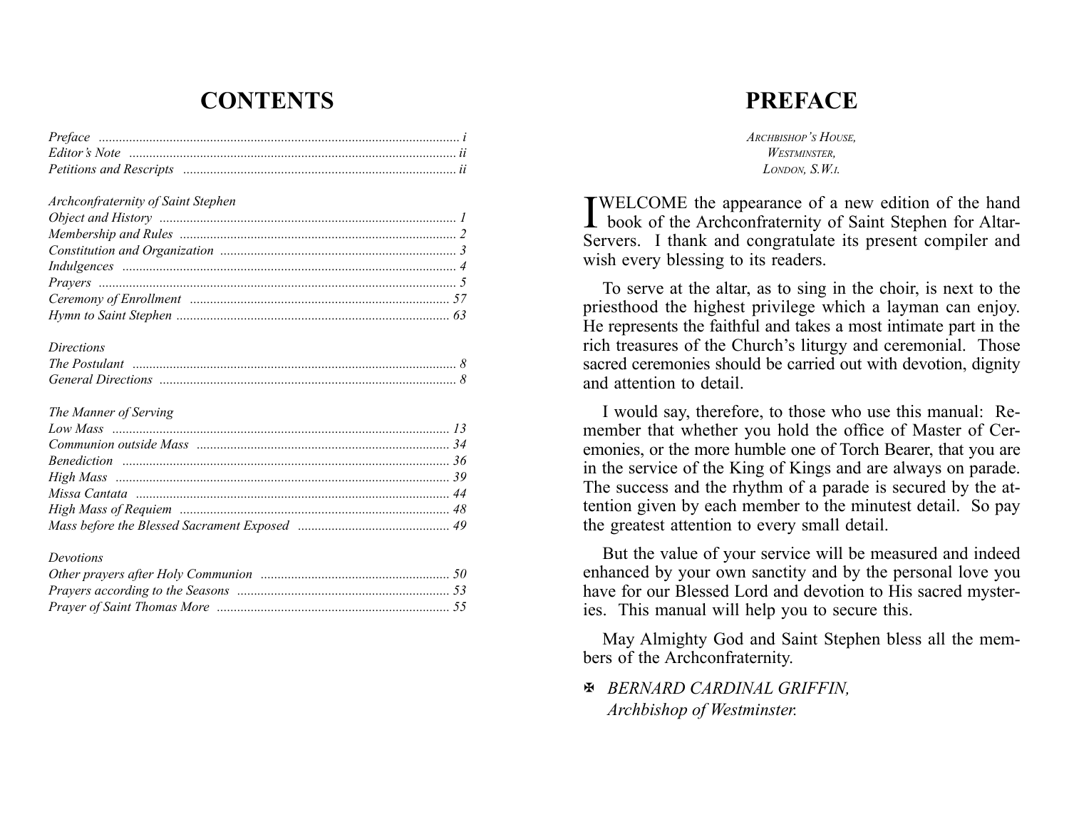# CONTENTS

| | |
|---|---|
| *Preface* | *i* |
| *Editor's Note* | *ii* |
| *Petitions and Rescripts* | *ii* |
| | |
| *Archconfraternity of Saint Stephen* | |
| *Object and History* | *1* |
| *Membership and Rules* | *2* |
| *Constitution and Organization* | *3* |
| *Indulgences* | *4* |
| *Prayers* | *5* |
| *Ceremony of Enrollment* | *57* |
| *Hymn to Saint Stephen* | *63* |
| | |
| *Directions* | |
| *The Postulant* | *8* |
| *General Directions* | *8* |
| | |
| *The Manner of Serving* | |
| *Low Mass* | *13* |
| *Communion outside Mass* | *34* |
| *Benediction* | *36* |
| *High Mass* | *39* |
| *Missa Cantata* | *44* |
| *High Mass of Requiem* | *48* |
| *Mass before the Blessed Sacrament Exposed* | *49* |
| | |
| *Devotions* | |
| *Other prayers after Holy Communion* | *50* |
| *Prayers according to the Seasons* | *53* |
| *Prayer of Saint Thomas More* | *55* |

# PREFACE

*Archbishop's House,*
*Westminster,*
*London, S.W.1.*

I WELCOME the appearance of a new edition of the hand book of the Archconfraternity of Saint Stephen for Altar-Servers. I thank and congratulate its present compiler and wish every blessing to its readers.

To serve at the altar, as to sing in the choir, is next to the priesthood the highest privilege which a layman can enjoy. He represents the faithful and takes a most intimate part in the rich treasures of the Church's liturgy and ceremonial. Those sacred ceremonies should be carried out with devotion, dignity and attention to detail.

I would say, therefore, to those who use this manual: Remember that whether you hold the office of Master of Ceremonies, or the more humble one of Torch Bearer, that you are in the service of the King of Kings and are always on parade. The success and the rhythm of a parade is secured by the attention given by each member to the minutest detail. So pay the greatest attention to every small detail.

But the value of your service will be measured and indeed enhanced by your own sanctity and by the personal love you have for our Blessed Lord and devotion to His sacred mysteries. This manual will help you to secure this.

May Almighty God and Saint Stephen bless all the members of the Archconfraternity.

✠ *BERNARD CARDINAL GRIFFIN,*
*Archbishop of Westminster.*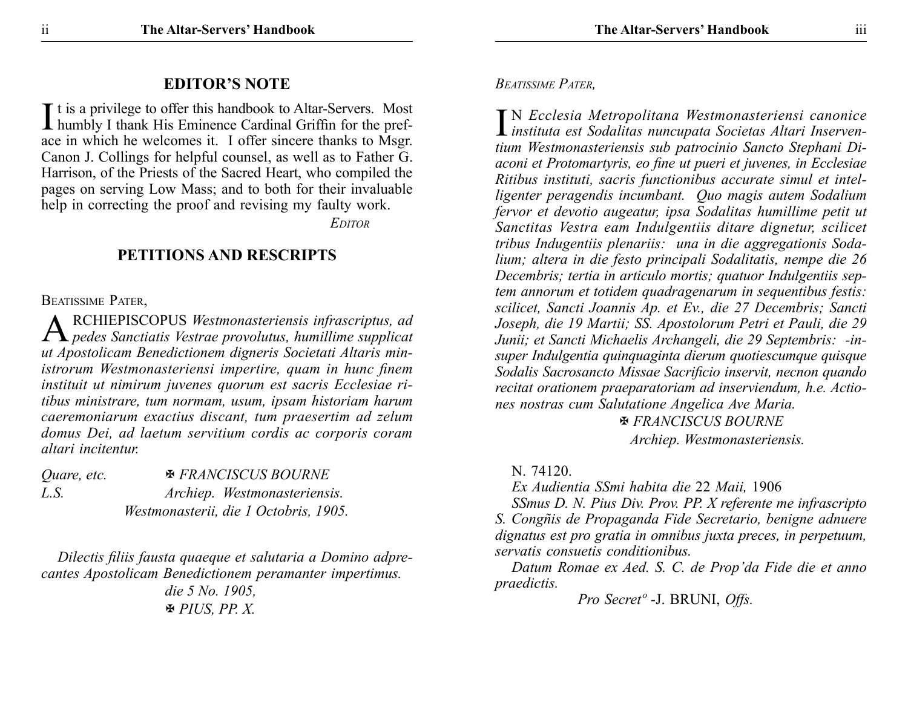## EDITOR'S NOTE

It is a privilege to offer this handbook to Altar-Servers. Most humbly I thank His Eminence Cardinal Griffin for the preface in which he welcomes it. I offer sincere thanks to Msgr. Canon J. Collings for helpful counsel, as well as to Father G. Harrison, of the Priests of the Sacred Heart, who compiled the pages on serving Low Mass; and to both for their invaluable help in correcting the proof and revising my faulty work.

*Editor*

## PETITIONS AND RESCRIPTS

Beatissime Pater,

ARCHIEPISCOPUS *Westmonasteriensis infrascriptus, ad pedes Sanctiatis Vestrae provolutus, humillime supplicat ut Apostolicam Benedictionem digneris Societati Altaris ministrorum Westmonasteriensi impertire, quam in hunc finem instituit ut nimirum juvenes quorum est sacris Ecclesiae ritibus ministrare, tum normam, usum, ipsam historiam harum caeremoniarum exactius discant, tum praesertim ad zelum domus Dei, ad laetum servitium cordis ac corporis coram altari incitentur.*

*Quare, etc.* ✠ *FRANCISCUS BOURNE*
*L.S.* *Archiep. Westmonasteriensis.*
*Westmonasterii, die 1 Octobris, 1905.*

*Dilectis filiis fausta quaeque et salutaria a Domino adprecantes Apostolicam Benedictionem peramanter impertimus.*
*die 5 No. 1905,*
✠ *PIUS, PP. X.*

*Beatissime Pater,*

IN *Ecclesia Metropolitana Westmonasteriensi canonice instituta est Sodalitas nuncupata Societas Altari Inserventium Westmonasteriensis sub patrocinio Sancto Stephani Diaconi et Protomartyris, eo fine ut pueri et juvenes, in Ecclesiae Ritibus instituti, sacris functionibus accurate simul et intelligenter peragendis incumbant. Quo magis autem Sodalium fervor et devotio augeatur, ipsa Sodalitas humillime petit ut Sanctitas Vestra eam Indulgentiis ditare dignetur, scilicet tribus Indugentiis plenariis: una in die aggregationis Sodalium; altera in die festo principali Sodalitatis, nempe die 26 Decembris; tertia in articulo mortis; quatuor Indulgentiis septem annorum et totidem quadragenarum in sequentibus festis: scilicet, Sancti Joannis Ap. et Ev., die 27 Decembris; Sancti Joseph, die 19 Martii; SS. Apostolorum Petri et Pauli, die 29 Junii; et Sancti Michaelis Archangeli, die 29 Septembris: -insuper Indulgentia quinquaginta dierum quotiescumque quisque Sodalis Sacrosancto Missae Sacrificio inservit, necnon quando recitat orationem praeparatoriam ad inserviendum, h.e. Actiones nostras cum Salutatione Angelica Ave Maria.*

✠ *FRANCISCUS BOURNE*
*Archiep. Westmonasteriensis.*

N. 74120.

*Ex Audientia SSmi habita die* 22 *Maii,* 1906

*SSmus D. N. Pius Div. Prov. PP. X referente me infrascripto S. Congñis de Propaganda Fide Secretario, benigne adnuere dignatus est pro gratia in omnibus juxta preces, in perpetuum, servatis consuetis conditionibus.*

*Datum Romae ex Aed. S. C. de Prop'da Fide die et anno praedictis.*

*Pro Secret°* -J. BRUNI, *Offs.*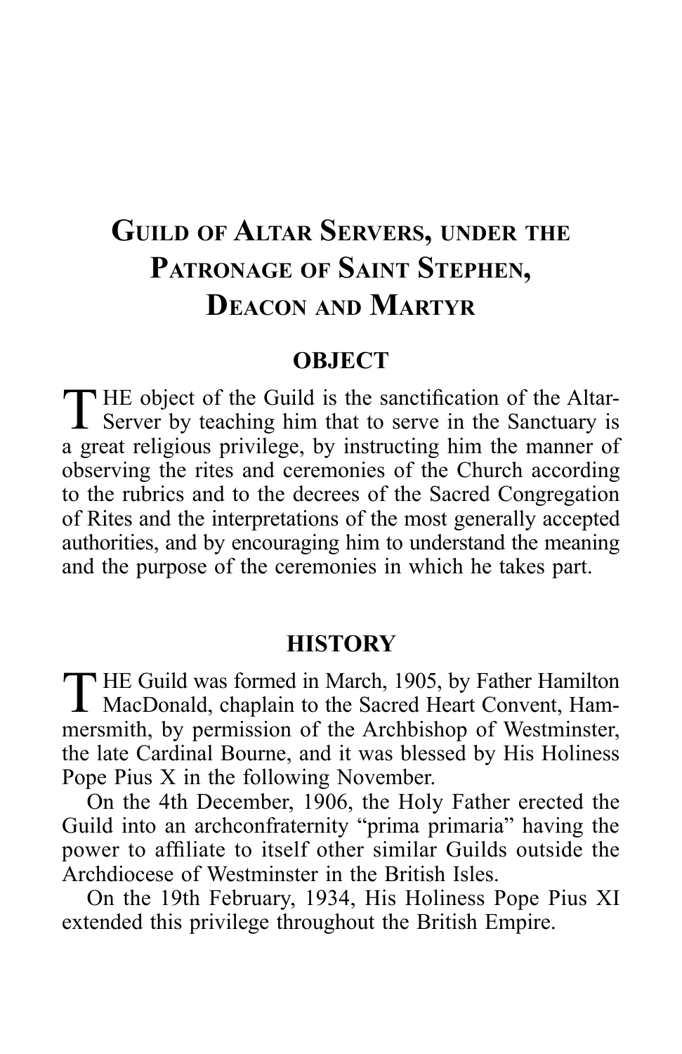# Guild of Altar Servers, under the Patronage of Saint Stephen, Deacon and Martyr

## OBJECT

THE object of the Guild is the sanctification of the Altar-Server by teaching him that to serve in the Sanctuary is a great religious privilege, by instructing him the manner of observing the rites and ceremonies of the Church according to the rubrics and to the decrees of the Sacred Congregation of Rites and the interpretations of the most generally accepted authorities, and by encouraging him to understand the meaning and the purpose of the ceremonies in which he takes part.

## HISTORY

THE Guild was formed in March, 1905, by Father Hamilton MacDonald, chaplain to the Sacred Heart Convent, Hammersmith, by permission of the Archbishop of Westminster, the late Cardinal Bourne, and it was blessed by His Holiness Pope Pius X in the following November.

On the 4th December, 1906, the Holy Father erected the Guild into an archconfraternity "prima primaria" having the power to affiliate to itself other similar Guilds outside the Archdiocese of Westminster in the British Isles.

On the 19th February, 1934, His Holiness Pope Pius XI extended this privilege throughout the British Empire.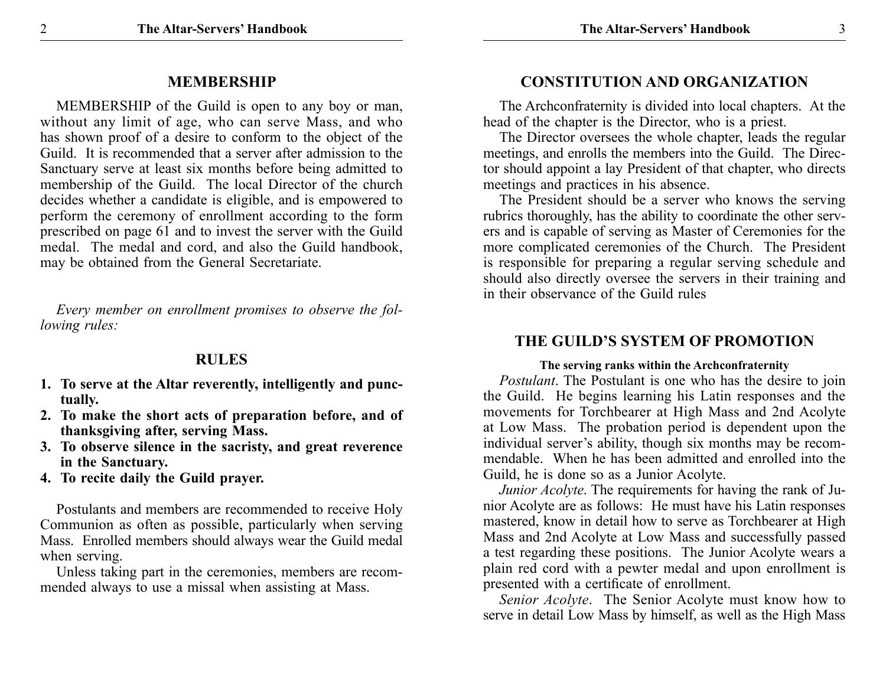## MEMBERSHIP

MEMBERSHIP of the Guild is open to any boy or man, without any limit of age, who can serve Mass, and who has shown proof of a desire to conform to the object of the Guild. It is recommended that a server after admission to the Sanctuary serve at least six months before being admitted to membership of the Guild. The local Director of the church decides whether a candidate is eligible, and is empowered to perform the ceremony of enrollment according to the form prescribed on page 61 and to invest the server with the Guild medal. The medal and cord, and also the Guild handbook, may be obtained from the General Secretariate.

*Every member on enrollment promises to observe the following rules:*

## RULES

1. **To serve at the Altar reverently, intelligently and punctually.**
2. **To make the short acts of preparation before, and of thanksgiving after, serving Mass.**
3. **To observe silence in the sacristy, and great reverence in the Sanctuary.**
4. **To recite daily the Guild prayer.**

Postulants and members are recommended to receive Holy Communion as often as possible, particularly when serving Mass. Enrolled members should always wear the Guild medal when serving.

Unless taking part in the ceremonies, members are recommended always to use a missal when assisting at Mass.

## CONSTITUTION AND ORGANIZATION

The Archconfraternity is divided into local chapters. At the head of the chapter is the Director, who is a priest.

The Director oversees the whole chapter, leads the regular meetings, and enrolls the members into the Guild. The Director should appoint a lay President of that chapter, who directs meetings and practices in his absence.

The President should be a server who knows the serving rubrics thoroughly, has the ability to coordinate the other servers and is capable of serving as Master of Ceremonies for the more complicated ceremonies of the Church. The President is responsible for preparing a regular serving schedule and should also directly oversee the servers in their training and in their observance of the Guild rules

## THE GUILD'S SYSTEM OF PROMOTION

**The serving ranks within the Archconfraternity**

*Postulant*. The Postulant is one who has the desire to join the Guild. He begins learning his Latin responses and the movements for Torchbearer at High Mass and 2nd Acolyte at Low Mass. The probation period is dependent upon the individual server's ability, though six months may be recommendable. When he has been admitted and enrolled into the Guild, he is done so as a Junior Acolyte.

*Junior Acolyte*. The requirements for having the rank of Junior Acolyte are as follows: He must have his Latin responses mastered, know in detail how to serve as Torchbearer at High Mass and 2nd Acolyte at Low Mass and successfully passed a test regarding these positions. The Junior Acolyte wears a plain red cord with a pewter medal and upon enrollment is presented with a certificate of enrollment.

*Senior Acolyte*. The Senior Acolyte must know how to serve in detail Low Mass by himself, as well as the High Mass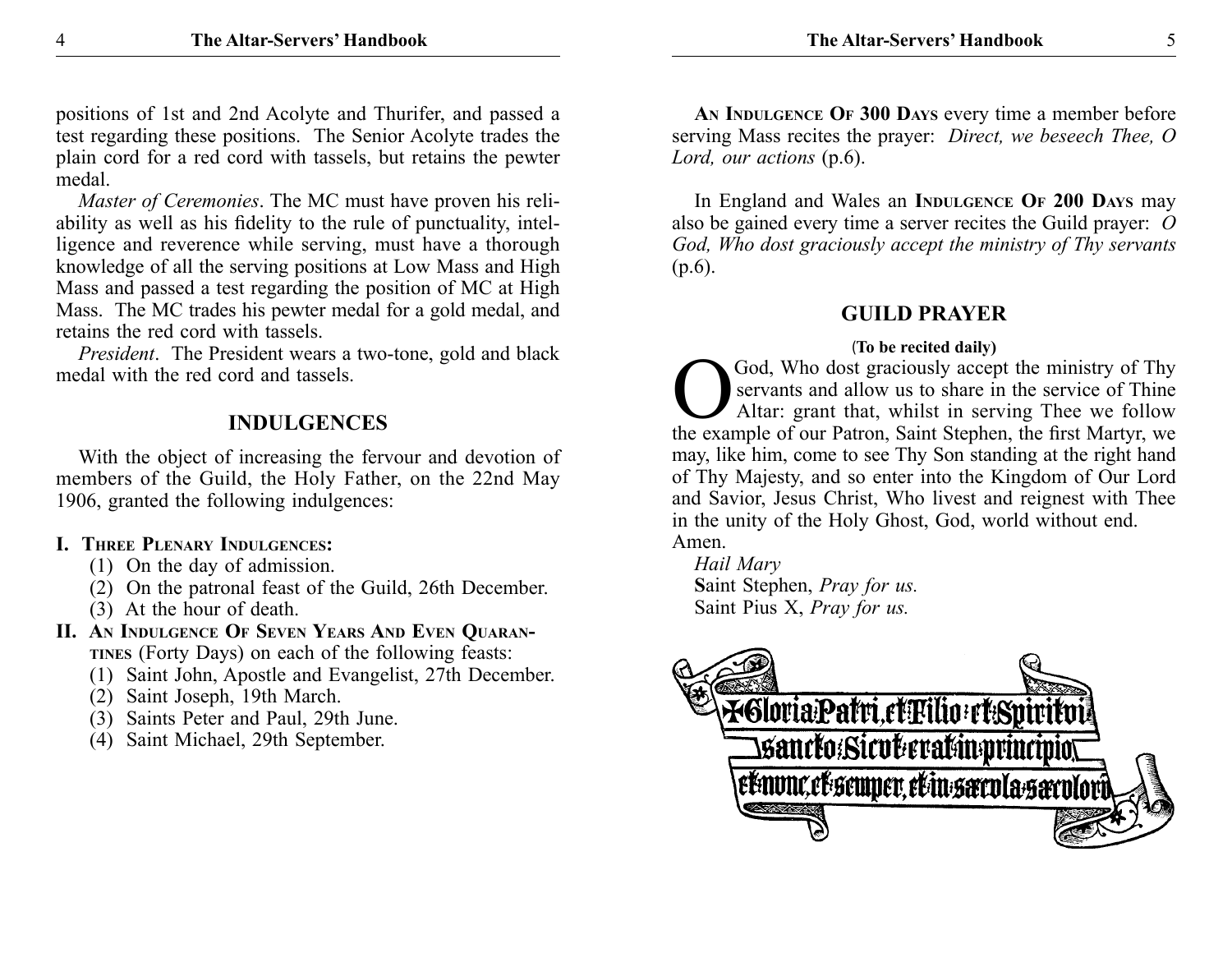positions of 1st and 2nd Acolyte and Thurifer, and passed a test regarding these positions. The Senior Acolyte trades the plain cord for a red cord with tassels, but retains the pewter medal.

*Master of Ceremonies*. The MC must have proven his reliability as well as his fidelity to the rule of punctuality, intelligence and reverence while serving, must have a thorough knowledge of all the serving positions at Low Mass and High Mass and passed a test regarding the position of MC at High Mass. The MC trades his pewter medal for a gold medal, and retains the red cord with tassels.

*President*. The President wears a two-tone, gold and black medal with the red cord and tassels.

## INDULGENCES

With the object of increasing the fervour and devotion of members of the Guild, the Holy Father, on the 22nd May 1906, granted the following indulgences:

**I. Three Plenary Indulgences:**

(1) On the day of admission.
(2) On the patronal feast of the Guild, 26th December.
(3) At the hour of death.

**II. An Indulgence Of Seven Years And Even Quarantines** (Forty Days) on each of the following feasts:

(1) Saint John, Apostle and Evangelist, 27th December.
(2) Saint Joseph, 19th March.
(3) Saints Peter and Paul, 29th June.
(4) Saint Michael, 29th September.

**An Indulgence Of 300 Days** every time a member before serving Mass recites the prayer: *Direct, we beseech Thee, O Lord, our actions* (p.6).

In England and Wales an **Indulgence Of 200 Days** may also be gained every time a server recites the Guild prayer: *O God, Who dost graciously accept the ministry of Thy servants* (p.6).

## GUILD PRAYER

**(To be recited daily)**

O God, Who dost graciously accept the ministry of Thy servants and allow us to share in the service of Thine Altar: grant that, whilst in serving Thee we follow the example of our Patron, Saint Stephen, the first Martyr, we may, like him, come to see Thy Son standing at the right hand of Thy Majesty, and so enter into the Kingdom of Our Lord and Savior, Jesus Christ, Who livest and reignest with Thee in the unity of the Holy Ghost, God, world without end. Amen.

*Hail Mary*
**S**aint Stephen, *Pray for us.*
Saint Pius X, *Pray for us.*

✠Gloria Patri, et Filio et Spiritui sancto; Sicut erat in principio, et nunc, et semper, et in saecula saeculorum.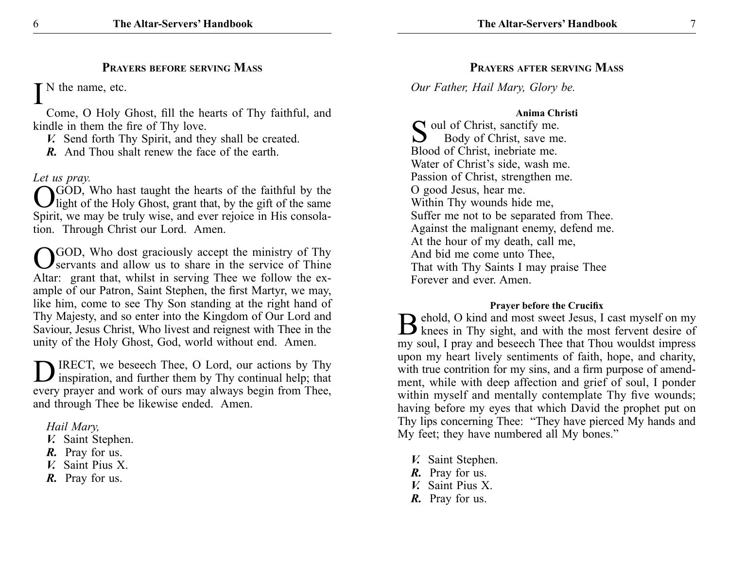## Prayers before serving Mass

IN the name, etc.

Come, O Holy Ghost, fill the hearts of Thy faithful, and kindle in them the fire of Thy love.

***V.*** Send forth Thy Spirit, and they shall be created.

***R.*** And Thou shalt renew the face of the earth.

*Let us pray.*

O GOD, Who hast taught the hearts of the faithful by the light of the Holy Ghost, grant that, by the gift of the same Spirit, we may be truly wise, and ever rejoice in His consolation. Through Christ our Lord. Amen.

O GOD, Who dost graciously accept the ministry of Thy servants and allow us to share in the service of Thine Altar: grant that, whilst in serving Thee we follow the example of our Patron, Saint Stephen, the first Martyr, we may, like him, come to see Thy Son standing at the right hand of Thy Majesty, and so enter into the Kingdom of Our Lord and Saviour, Jesus Christ, Who livest and reignest with Thee in the unity of the Holy Ghost, God, world without end. Amen.

DIRECT, we beseech Thee, O Lord, our actions by Thy inspiration, and further them by Thy continual help; that every prayer and work of ours may always begin from Thee, and through Thee be likewise ended. Amen.

*Hail Mary,*

***V.*** Saint Stephen.

***R.*** Pray for us.

***V.*** Saint Pius X.

***R.*** Pray for us.

## Prayers after serving Mass

*Our Father, Hail Mary, Glory be.*

### Anima Christi

Soul of Christ, sanctify me.
Body of Christ, save me.
Blood of Christ, inebriate me.
Water of Christ's side, wash me.
Passion of Christ, strengthen me.
O good Jesus, hear me.
Within Thy wounds hide me,
Suffer me not to be separated from Thee.
Against the malignant enemy, defend me.
At the hour of my death, call me,
And bid me come unto Thee,
That with Thy Saints I may praise Thee
Forever and ever. Amen.

### Prayer before the Crucifix

Behold, O kind and most sweet Jesus, I cast myself on my knees in Thy sight, and with the most fervent desire of my soul, I pray and beseech Thee that Thou wouldst impress upon my heart lively sentiments of faith, hope, and charity, with true contrition for my sins, and a firm purpose of amendment, while with deep affection and grief of soul, I ponder within myself and mentally contemplate Thy five wounds; having before my eyes that which David the prophet put on Thy lips concerning Thee: "They have pierced My hands and My feet; they have numbered all My bones."

***V.*** Saint Stephen.

***R.*** Pray for us.

***V.*** Saint Pius X.

***R.*** Pray for us.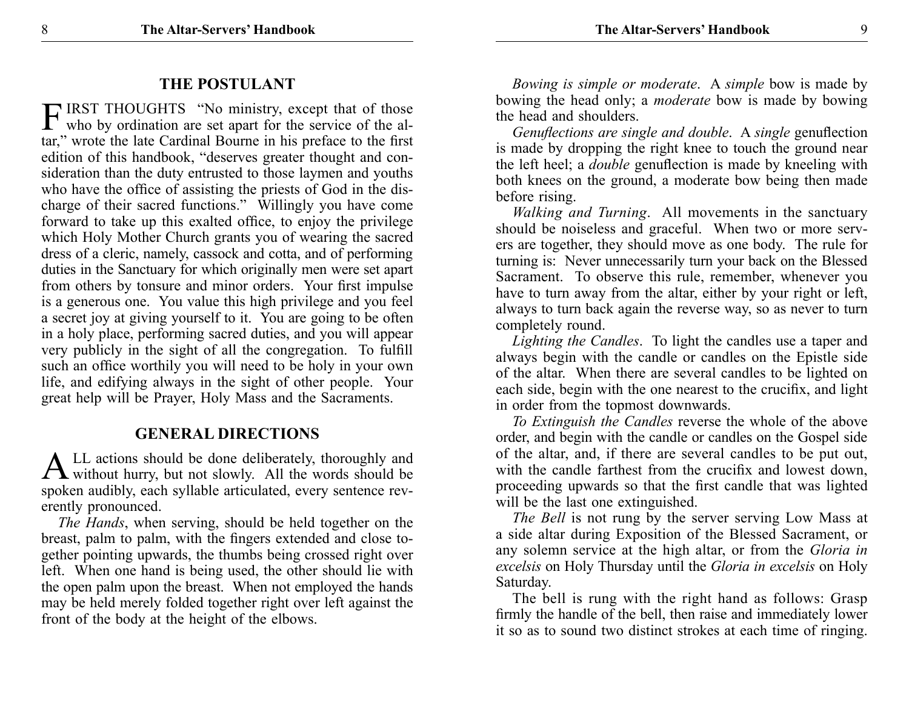## THE POSTULANT

FIRST THOUGHTS "No ministry, except that of those who by ordination are set apart for the service of the altar," wrote the late Cardinal Bourne in his preface to the first edition of this handbook, "deserves greater thought and consideration than the duty entrusted to those laymen and youths who have the office of assisting the priests of God in the discharge of their sacred functions." Willingly you have come forward to take up this exalted office, to enjoy the privilege which Holy Mother Church grants you of wearing the sacred dress of a cleric, namely, cassock and cotta, and of performing duties in the Sanctuary for which originally men were set apart from others by tonsure and minor orders. Your first impulse is a generous one. You value this high privilege and you feel a secret joy at giving yourself to it. You are going to be often in a holy place, performing sacred duties, and you will appear very publicly in the sight of all the congregation. To fulfill such an office worthily you will need to be holy in your own life, and edifying always in the sight of other people. Your great help will be Prayer, Holy Mass and the Sacraments.

## GENERAL DIRECTIONS

ALL actions should be done deliberately, thoroughly and without hurry, but not slowly. All the words should be spoken audibly, each syllable articulated, every sentence reverently pronounced.

*The Hands*, when serving, should be held together on the breast, palm to palm, with the fingers extended and close together pointing upwards, the thumbs being crossed right over left. When one hand is being used, the other should lie with the open palm upon the breast. When not employed the hands may be held merely folded together right over left against the front of the body at the height of the elbows.

*Bowing is simple or moderate*. A *simple* bow is made by bowing the head only; a *moderate* bow is made by bowing the head and shoulders.

*Genuflections are single and double*. A *single* genuflection is made by dropping the right knee to touch the ground near the left heel; a *double* genuflection is made by kneeling with both knees on the ground, a moderate bow being then made before rising.

*Walking and Turning*. All movements in the sanctuary should be noiseless and graceful. When two or more servers are together, they should move as one body. The rule for turning is: Never unnecessarily turn your back on the Blessed Sacrament. To observe this rule, remember, whenever you have to turn away from the altar, either by your right or left, always to turn back again the reverse way, so as never to turn completely round.

*Lighting the Candles*. To light the candles use a taper and always begin with the candle or candles on the Epistle side of the altar. When there are several candles to be lighted on each side, begin with the one nearest to the crucifix, and light in order from the topmost downwards.

*To Extinguish the Candles* reverse the whole of the above order, and begin with the candle or candles on the Gospel side of the altar, and, if there are several candles to be put out, with the candle farthest from the crucifix and lowest down, proceeding upwards so that the first candle that was lighted will be the last one extinguished.

*The Bell* is not rung by the server serving Low Mass at a side altar during Exposition of the Blessed Sacrament, or any solemn service at the high altar, or from the *Gloria in excelsis* on Holy Thursday until the *Gloria in excelsis* on Holy Saturday.

The bell is rung with the right hand as follows: Grasp firmly the handle of the bell, then raise and immediately lower it so as to sound two distinct strokes at each time of ringing.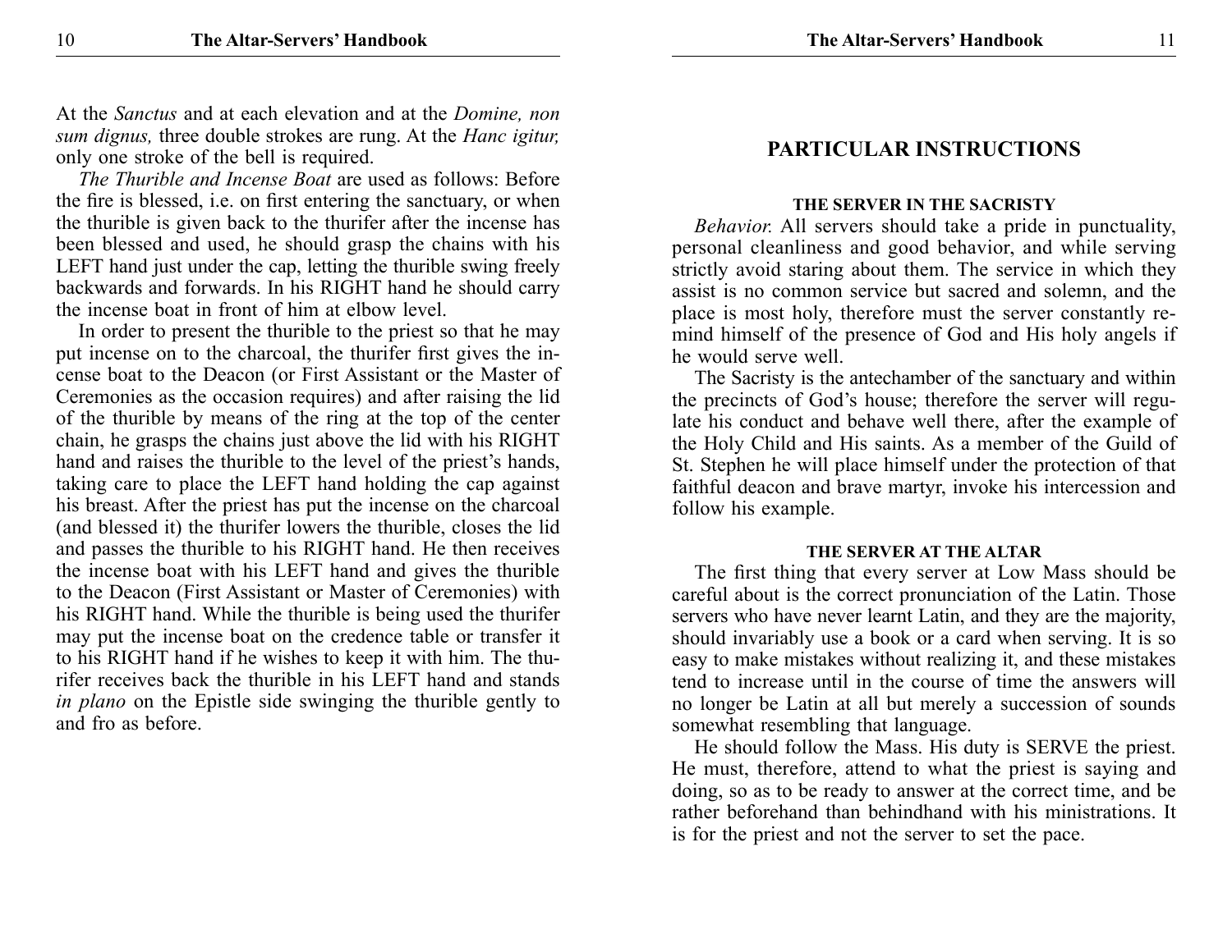At the *Sanctus* and at each elevation and at the *Domine, non sum dignus,* three double strokes are rung. At the *Hanc igitur,* only one stroke of the bell is required.

*The Thurible and Incense Boat* are used as follows: Before the fire is blessed, i.e. on first entering the sanctuary, or when the thurible is given back to the thurifer after the incense has been blessed and used, he should grasp the chains with his LEFT hand just under the cap, letting the thurible swing freely backwards and forwards. In his RIGHT hand he should carry the incense boat in front of him at elbow level.

In order to present the thurible to the priest so that he may put incense on to the charcoal, the thurifer first gives the incense boat to the Deacon (or First Assistant or the Master of Ceremonies as the occasion requires) and after raising the lid of the thurible by means of the ring at the top of the center chain, he grasps the chains just above the lid with his RIGHT hand and raises the thurible to the level of the priest's hands, taking care to place the LEFT hand holding the cap against his breast. After the priest has put the incense on the charcoal (and blessed it) the thurifer lowers the thurible, closes the lid and passes the thurible to his RIGHT hand. He then receives the incense boat with his LEFT hand and gives the thurible to the Deacon (First Assistant or Master of Ceremonies) with his RIGHT hand. While the thurible is being used the thurifer may put the incense boat on the credence table or transfer it to his RIGHT hand if he wishes to keep it with him. The thurifer receives back the thurible in his LEFT hand and stands *in plano* on the Epistle side swinging the thurible gently to and fro as before.

## PARTICULAR INSTRUCTIONS

### THE SERVER IN THE SACRISTY

*Behavior.* All servers should take a pride in punctuality, personal cleanliness and good behavior, and while serving strictly avoid staring about them. The service in which they assist is no common service but sacred and solemn, and the place is most holy, therefore must the server constantly remind himself of the presence of God and His holy angels if he would serve well.

The Sacristy is the antechamber of the sanctuary and within the precincts of God's house; therefore the server will regulate his conduct and behave well there, after the example of the Holy Child and His saints. As a member of the Guild of St. Stephen he will place himself under the protection of that faithful deacon and brave martyr, invoke his intercession and follow his example.

### THE SERVER AT THE ALTAR

The first thing that every server at Low Mass should be careful about is the correct pronunciation of the Latin. Those servers who have never learnt Latin, and they are the majority, should invariably use a book or a card when serving. It is so easy to make mistakes without realizing it, and these mistakes tend to increase until in the course of time the answers will no longer be Latin at all but merely a succession of sounds somewhat resembling that language.

He should follow the Mass. His duty is SERVE the priest. He must, therefore, attend to what the priest is saying and doing, so as to be ready to answer at the correct time, and be rather beforehand than behindhand with his ministrations. It is for the priest and not the server to set the pace.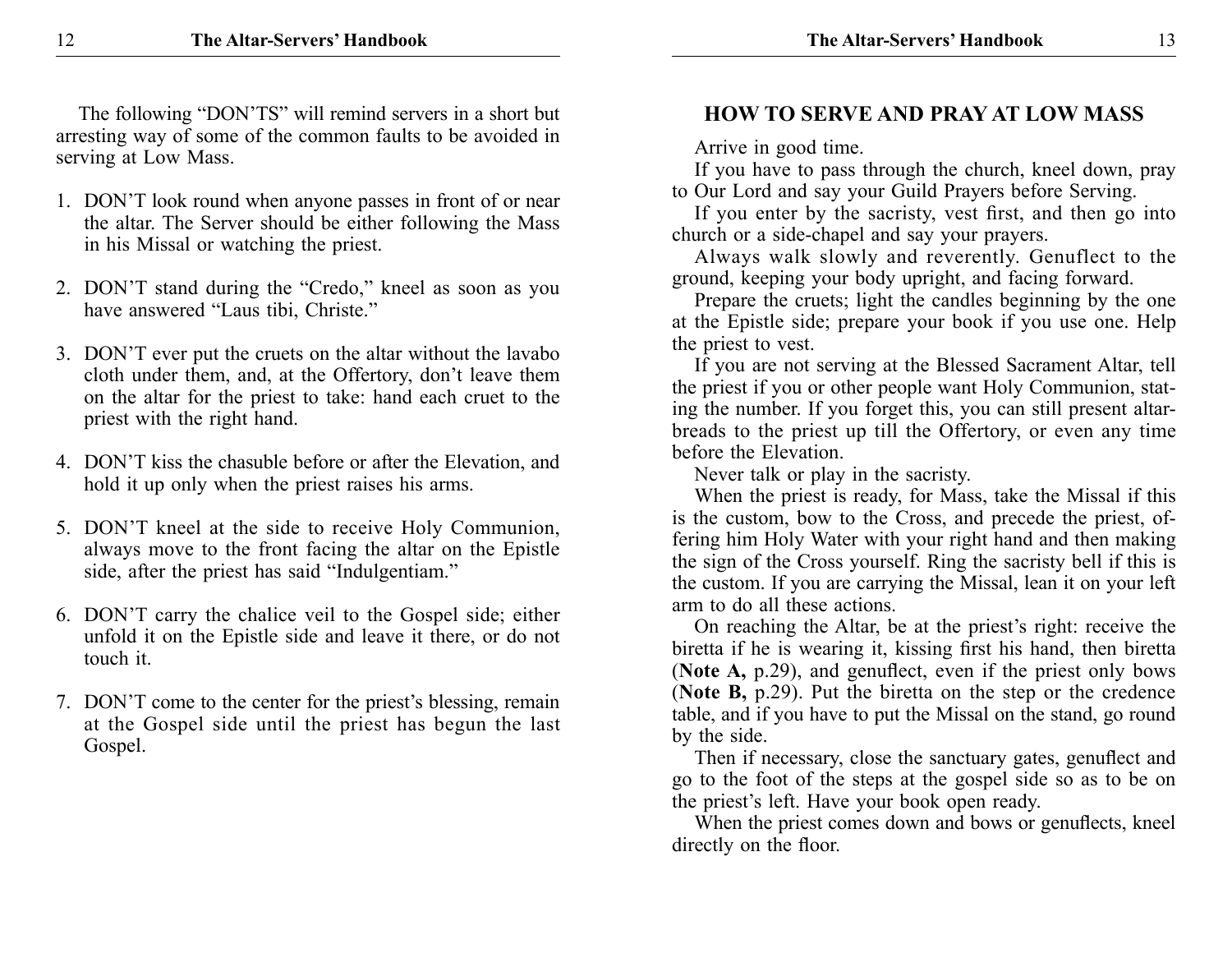The following "DON'TS" will remind servers in a short but arresting way of some of the common faults to be avoided in serving at Low Mass.

1. DON'T look round when anyone passes in front of or near the altar. The Server should be either following the Mass in his Missal or watching the priest.

2. DON'T stand during the "Credo," kneel as soon as you have answered "Laus tibi, Christe."

3. DON'T ever put the cruets on the altar without the lavabo cloth under them, and, at the Offertory, don't leave them on the altar for the priest to take: hand each cruet to the priest with the right hand.

4. DON'T kiss the chasuble before or after the Elevation, and hold it up only when the priest raises his arms.

5. DON'T kneel at the side to receive Holy Communion, always move to the front facing the altar on the Epistle side, after the priest has said "Indulgentiam."

6. DON'T carry the chalice veil to the Gospel side; either unfold it on the Epistle side and leave it there, or do not touch it.

7. DON'T come to the center for the priest's blessing, remain at the Gospel side until the priest has begun the last Gospel.

## HOW TO SERVE AND PRAY AT LOW MASS

Arrive in good time.

If you have to pass through the church, kneel down, pray to Our Lord and say your Guild Prayers before Serving.

If you enter by the sacristy, vest first, and then go into church or a side-chapel and say your prayers.

Always walk slowly and reverently. Genuflect to the ground, keeping your body upright, and facing forward.

Prepare the cruets; light the candles beginning by the one at the Epistle side; prepare your book if you use one. Help the priest to vest.

If you are not serving at the Blessed Sacrament Altar, tell the priest if you or other people want Holy Communion, stating the number. If you forget this, you can still present altar-breads to the priest up till the Offertory, or even any time before the Elevation.

Never talk or play in the sacristy.

When the priest is ready, for Mass, take the Missal if this is the custom, bow to the Cross, and precede the priest, offering him Holy Water with your right hand and then making the sign of the Cross yourself. Ring the sacristy bell if this is the custom. If you are carrying the Missal, lean it on your left arm to do all these actions.

On reaching the Altar, be at the priest's right: receive the biretta if he is wearing it, kissing first his hand, then biretta (**Note A,** p.29), and genuflect, even if the priest only bows (**Note B,** p.29). Put the biretta on the step or the credence table, and if you have to put the Missal on the stand, go round by the side.

Then if necessary, close the sanctuary gates, genuflect and go to the foot of the steps at the gospel side so as to be on the priest's left. Have your book open ready.

When the priest comes down and bows or genuflects, kneel directly on the floor.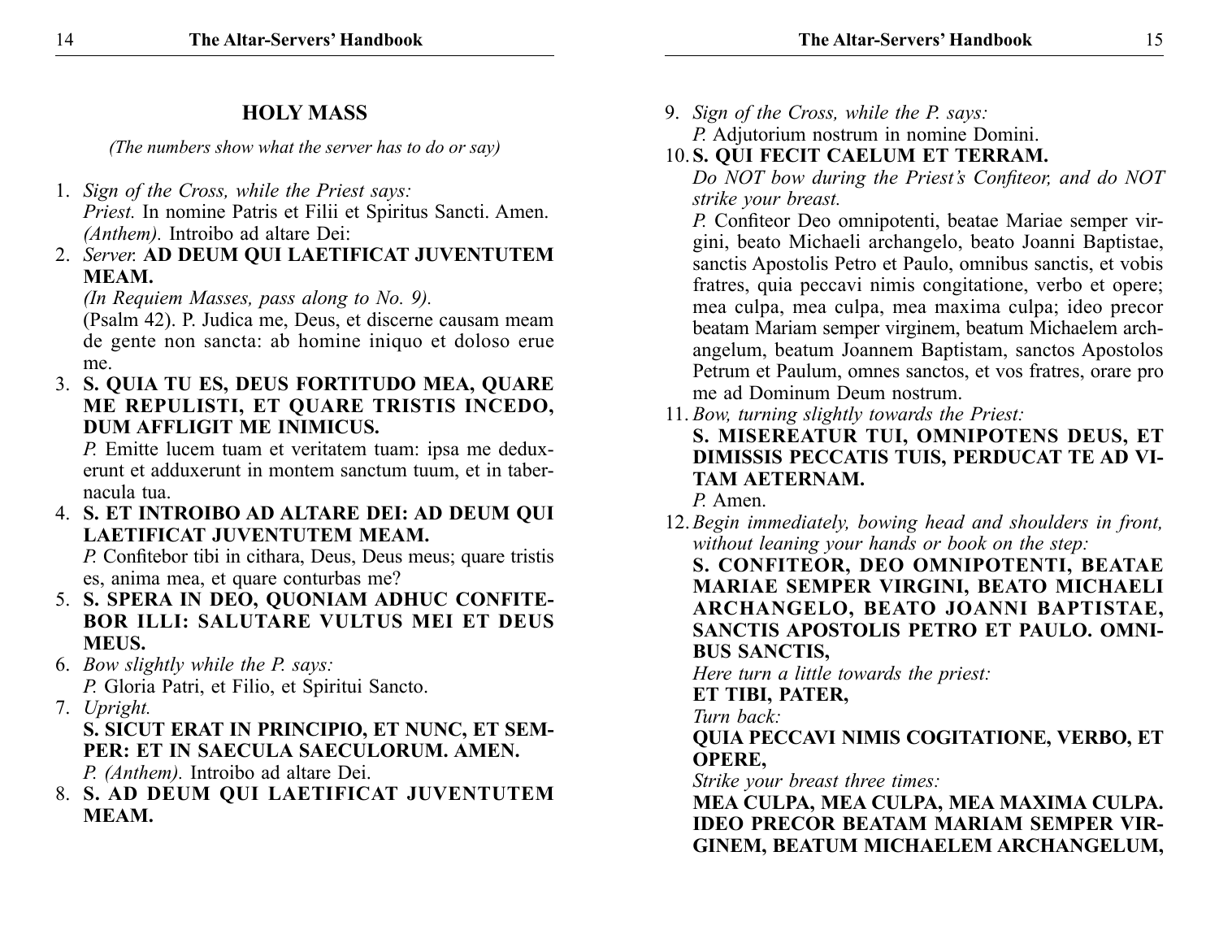## HOLY MASS

*(The numbers show what the server has to do or say)*

1. *Sign of the Cross, while the Priest says:*
   *Priest.* In nomine Patris et Filii et Spiritus Sancti. Amen.
   *(Anthem).* Introibo ad altare Dei:
2. *Server.* **AD DEUM QUI LAETIFICAT JUVENTUTEM MEAM.**
   *(In Requiem Masses, pass along to No. 9).*
   (Psalm 42). P. Judica me, Deus, et discerne causam meam de gente non sancta: ab homine iniquo et doloso erue me.
3. **S. QUIA TU ES, DEUS FORTITUDO MEA, QUARE ME REPULISTI, ET QUARE TRISTIS INCEDO, DUM AFFLIGIT ME INIMICUS.**
   *P.* Emitte lucem tuam et veritatem tuam: ipsa me deduxerunt et adduxerunt in montem sanctum tuum, et in tabernacula tua.
4. **S. ET INTROIBO AD ALTARE DEI: AD DEUM QUI LAETIFICAT JUVENTUTEM MEAM.**
   *P.* Confitebor tibi in cithara, Deus, Deus meus; quare tristis es, anima mea, et quare conturbas me?
5. **S. SPERA IN DEO, QUONIAM ADHUC CONFITEBOR ILLI: SALUTARE VULTUS MEI ET DEUS MEUS.**
6. *Bow slightly while the P. says:*
   *P.* Gloria Patri, et Filio, et Spiritui Sancto.
7. *Upright.*
   **S. SICUT ERAT IN PRINCIPIO, ET NUNC, ET SEMPER: ET IN SAECULA SAECULORUM. AMEN.**
   *P. (Anthem).* Introibo ad altare Dei.
8. **S. AD DEUM QUI LAETIFICAT JUVENTUTEM MEAM.**
9. *Sign of the Cross, while the P. says:*
   *P.* Adjutorium nostrum in nomine Domini.
10. **S. QUI FECIT CAELUM ET TERRAM.**
    *Do NOT bow during the Priest's Confiteor, and do NOT strike your breast.*
    *P.* Confiteor Deo omnipotenti, beatae Mariae semper virgini, beato Michaeli archangelo, beato Joanni Baptistae, sanctis Apostolis Petro et Paulo, omnibus sanctis, et vobis fratres, quia peccavi nimis congitatione, verbo et opere; mea culpa, mea culpa, mea maxima culpa; ideo precor beatam Mariam semper virginem, beatum Michaelem archangelum, beatum Joannem Baptistam, sanctos Apostolos Petrum et Paulum, omnes sanctos, et vos fratres, orare pro me ad Dominum Deum nostrum.
11. *Bow, turning slightly towards the Priest:*
    **S. MISEREATUR TUI, OMNIPOTENS DEUS, ET DIMISSIS PECCATIS TUIS, PERDUCAT TE AD VITAM AETERNAM.**
    *P.* Amen.
12. *Begin immediately, bowing head and shoulders in front, without leaning your hands or book on the step:*
    **S. CONFITEOR, DEO OMNIPOTENTI, BEATAE MARIAE SEMPER VIRGINI, BEATO MICHAELI ARCHANGELO, BEATO JOANNI BAPTISTAE, SANCTIS APOSTOLIS PETRO ET PAULO. OMNIBUS SANCTIS,**
    *Here turn a little towards the priest:*
    **ET TIBI, PATER,**
    *Turn back:*
    **QUIA PECCAVI NIMIS COGITATIONE, VERBO, ET OPERE,**
    *Strike your breast three times:*
    **MEA CULPA, MEA CULPA, MEA MAXIMA CULPA. IDEO PRECOR BEATAM MARIAM SEMPER VIRGINEM, BEATUM MICHAELEM ARCHANGELUM,**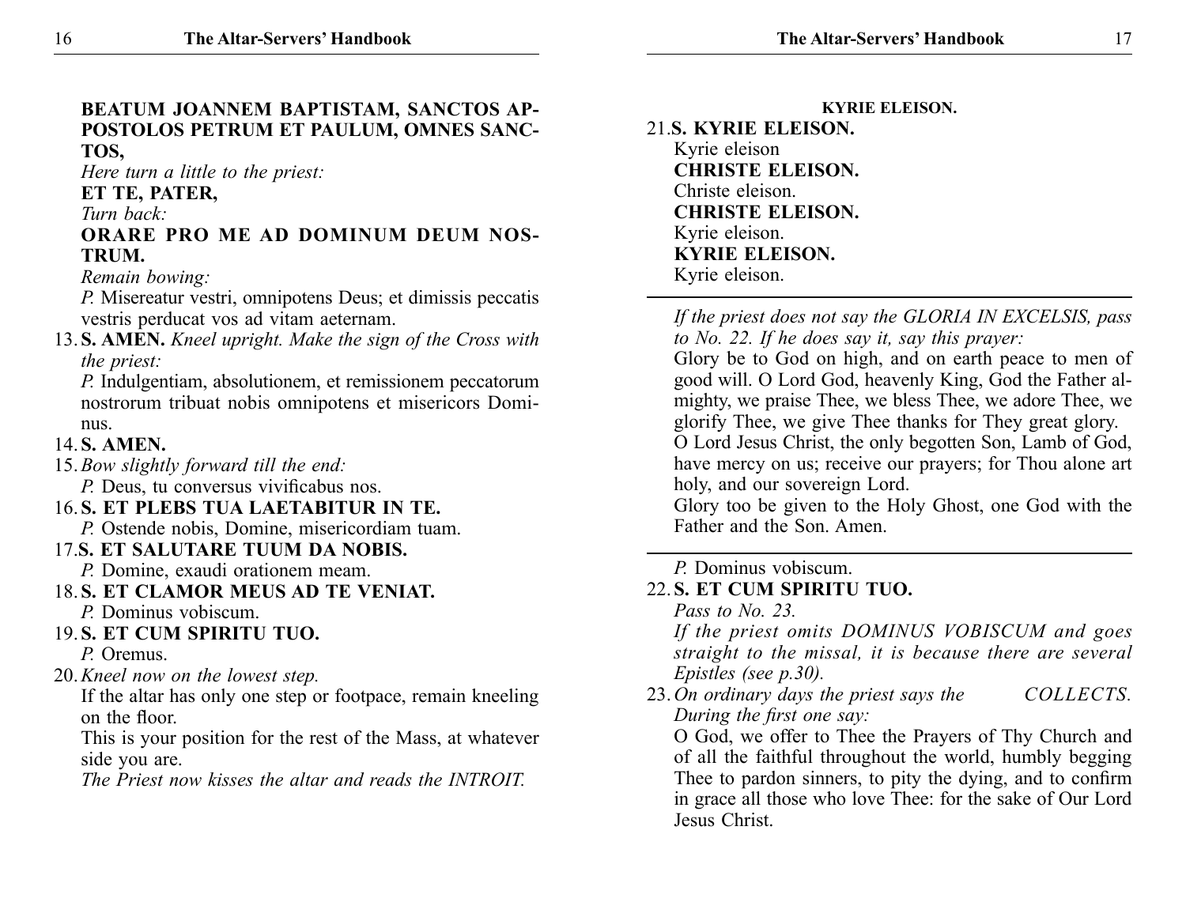**BEATUM JOANNEM BAPTISTAM, SANCTOS APPOSTOLOS PETRUM ET PAULUM, OMNES SANCTOS,**

*Here turn a little to the priest:*

**ET TE, PATER,**

*Turn back:*

**ORARE PRO ME AD DOMINUM DEUM NOSTRUM.**

*Remain bowing:*

*P.* Misereatur vestri, omnipotens Deus; et dimissis peccatis vestris perducat vos ad vitam aeternam.

13. **S. AMEN.** *Kneel upright. Make the sign of the Cross with the priest:*

    *P.* Indulgentiam, absolutionem, et remissionem peccatorum nostrorum tribuat nobis omnipotens et misericors Dominus.

14. **S. AMEN.**

15. *Bow slightly forward till the end:*

    *P.* Deus, tu conversus vivificabus nos.

16. **S. ET PLEBS TUA LAETABITUR IN TE.**

    *P.* Ostende nobis, Domine, misericordiam tuam.

17. **S. ET SALUTARE TUUM DA NOBIS.**

    *P.* Domine, exaudi orationem meam.

18. **S. ET CLAMOR MEUS AD TE VENIAT.**

    *P.* Dominus vobiscum.

19. **S. ET CUM SPIRITU TUO.**

    *P.* Oremus.

20. *Kneel now on the lowest step.*

    If the altar has only one step or footpace, remain kneeling on the floor.

    This is your position for the rest of the Mass, at whatever side you are.

    *The Priest now kisses the altar and reads the INTROIT.*

**KYRIE ELEISON.**

21. **S. KYRIE ELEISON.**

    Kyrie eleison

    **CHRISTE ELEISON.**

    Christe eleison.

    **CHRISTE ELEISON.**

    Kyrie eleison.

    **KYRIE ELEISON.**

    Kyrie eleison.

---

*If the priest does not say the GLORIA IN EXCELSIS, pass to No. 22. If he does say it, say this prayer:*

Glory be to God on high, and on earth peace to men of good will. O Lord God, heavenly King, God the Father almighty, we praise Thee, we bless Thee, we adore Thee, we glorify Thee, we give Thee thanks for They great glory.

O Lord Jesus Christ, the only begotten Son, Lamb of God, have mercy on us; receive our prayers; for Thou alone art holy, and our sovereign Lord.

Glory too be given to the Holy Ghost, one God with the Father and the Son. Amen.

---

*P.* Dominus vobiscum.

22. **S. ET CUM SPIRITU TUO.**

    *Pass to No. 23.*

    *If the priest omits DOMINUS VOBISCUM and goes straight to the missal, it is because there are several Epistles (see p.30).*

23. *On ordinary days the priest says the COLLECTS. During the first one say:*

    O God, we offer to Thee the Prayers of Thy Church and of all the faithful throughout the world, humbly begging Thee to pardon sinners, to pity the dying, and to confirm in grace all those who love Thee: for the sake of Our Lord Jesus Christ.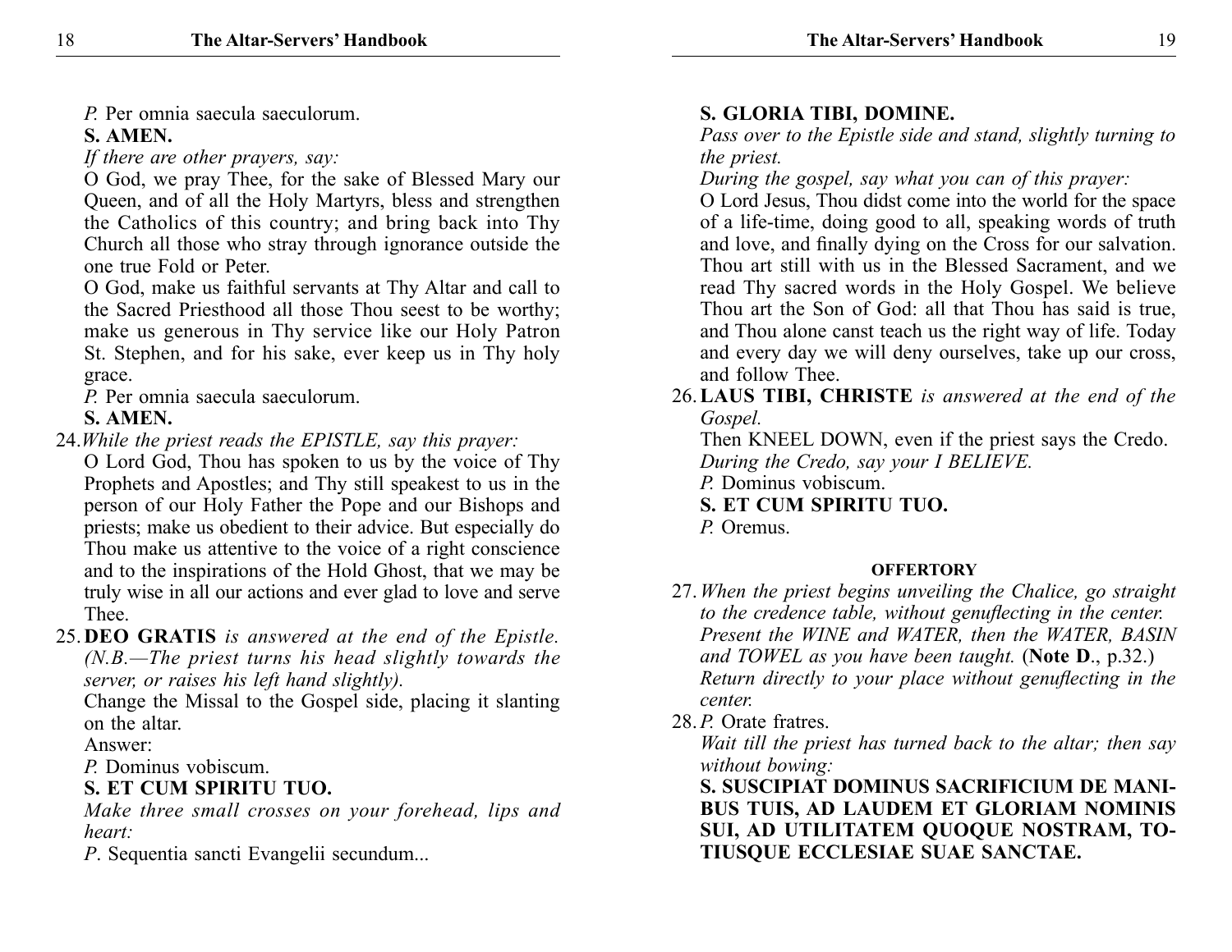*P.* Per omnia saecula saeculorum.

**S. AMEN.**

*If there are other prayers, say:*

O God, we pray Thee, for the sake of Blessed Mary our Queen, and of all the Holy Martyrs, bless and strengthen the Catholics of this country; and bring back into Thy Church all those who stray through ignorance outside the one true Fold or Peter.

O God, make us faithful servants at Thy Altar and call to the Sacred Priesthood all those Thou seest to be worthy; make us generous in Thy service like our Holy Patron St. Stephen, and for his sake, ever keep us in Thy holy grace.

*P.* Per omnia saecula saeculorum.

**S. AMEN.**

24. *While the priest reads the EPISTLE, say this prayer:*

O Lord God, Thou has spoken to us by the voice of Thy Prophets and Apostles; and Thy still speakest to us in the person of our Holy Father the Pope and our Bishops and priests; make us obedient to their advice. But especially do Thou make us attentive to the voice of a right conscience and to the inspirations of the Hold Ghost, that we may be truly wise in all our actions and ever glad to love and serve Thee.

25. **DEO GRATIS** *is answered at the end of the Epistle. (N.B.—The priest turns his head slightly towards the server, or raises his left hand slightly).*

Change the Missal to the Gospel side, placing it slanting on the altar.

Answer:

*P.* Dominus vobiscum.

**S. ET CUM SPIRITU TUO.**

*Make three small crosses on your forehead, lips and heart:*

*P*. Sequentia sancti Evangelii secundum...

**S. GLORIA TIBI, DOMINE.**

*Pass over to the Epistle side and stand, slightly turning to the priest.*

*During the gospel, say what you can of this prayer:*

O Lord Jesus, Thou didst come into the world for the space of a life-time, doing good to all, speaking words of truth and love, and finally dying on the Cross for our salvation. Thou art still with us in the Blessed Sacrament, and we read Thy sacred words in the Holy Gospel. We believe Thou art the Son of God: all that Thou has said is true, and Thou alone canst teach us the right way of life. Today and every day we will deny ourselves, take up our cross, and follow Thee.

26. **LAUS TIBI, CHRISTE** *is answered at the end of the Gospel.*

Then KNEEL DOWN, even if the priest says the Credo.

*During the Credo, say your I BELIEVE.*

*P.* Dominus vobiscum.

**S. ET CUM SPIRITU TUO.**

*P.* Oremus.

### OFFERTORY

27. *When the priest begins unveiling the Chalice, go straight to the credence table, without genuflecting in the center. Present the WINE and WATER, then the WATER, BASIN and TOWEL as you have been taught.* (**Note D**., p.32.) *Return directly to your place without genuflecting in the center.*

28. *P.* Orate fratres.

*Wait till the priest has turned back to the altar; then say without bowing:*

**S. SUSCIPIAT DOMINUS SACRIFICIUM DE MANIBUS TUIS, AD LAUDEM ET GLORIAM NOMINIS SUI, AD UTILITATEM QUOQUE NOSTRAM, TOTIUSQUE ECCLESIAE SUAE SANCTAE.**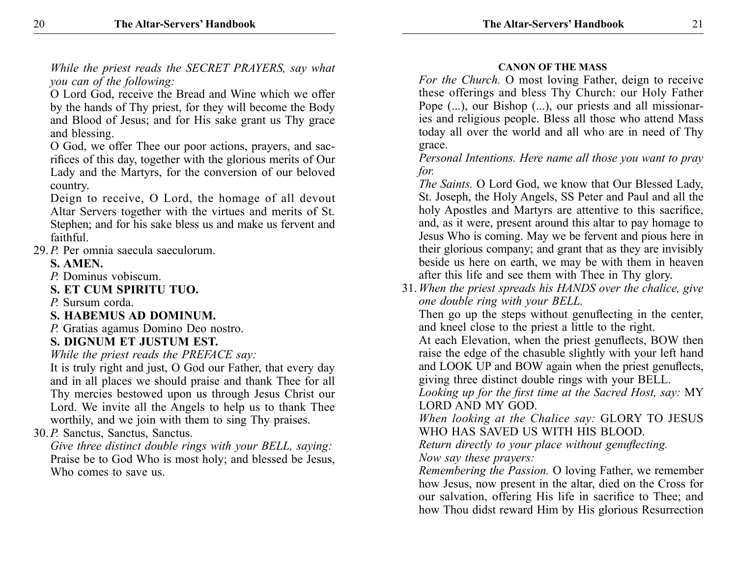*While the priest reads the SECRET PRAYERS, say what you can of the following:*

O Lord God, receive the Bread and Wine which we offer by the hands of Thy priest, for they will become the Body and Blood of Jesus; and for His sake grant us Thy grace and blessing.

O God, we offer Thee our poor actions, prayers, and sacrifices of this day, together with the glorious merits of Our Lady and the Martyrs, for the conversion of our beloved country.

Deign to receive, O Lord, the homage of all devout Altar Servers together with the virtues and merits of St. Stephen; and for his sake bless us and make us fervent and faithful.

29. *P.* Per omnia saecula saeculorum.

**S. AMEN.**

*P.* Dominus vobiscum.

**S. ET CUM SPIRITU TUO.**

*P.* Sursum corda.

**S. HABEMUS AD DOMINUM.**

*P.* Gratias agamus Domino Deo nostro.

**S. DIGNUM ET JUSTUM EST.**

*While the priest reads the PREFACE say:*

It is truly right and just, O God our Father, that every day and in all places we should praise and thank Thee for all Thy mercies bestowed upon us through Jesus Christ our Lord. We invite all the Angels to help us to thank Thee worthily, and we join with them to sing Thy praises.

30. *P.* Sanctus, Sanctus, Sanctus.

*Give three distinct double rings with your BELL, saying:*

Praise be to God Who is most holy; and blessed be Jesus, Who comes to save us.

**CANON OF THE MASS**

*For the Church.* O most loving Father, deign to receive these offerings and bless Thy Church: our Holy Father Pope (...), our Bishop (...), our priests and all missionaries and religious people. Bless all those who attend Mass today all over the world and all who are in need of Thy grace.

*Personal Intentions. Here name all those you want to pray for.*

*The Saints.* O Lord God, we know that Our Blessed Lady, St. Joseph, the Holy Angels, SS Peter and Paul and all the holy Apostles and Martyrs are attentive to this sacrifice, and, as it were, present around this altar to pay homage to Jesus Who is coming. May we be fervent and pious here in their glorious company; and grant that as they are invisibly beside us here on earth, we may be with them in heaven after this life and see them with Thee in Thy glory.

31. *When the priest spreads his HANDS over the chalice, give one double ring with your BELL.*

Then go up the steps without genuflecting in the center, and kneel close to the priest a little to the right.

At each Elevation, when the priest genuflects, BOW then raise the edge of the chasuble slightly with your left hand and LOOK UP and BOW again when the priest genuflects, giving three distinct double rings with your BELL.

*Looking up for the first time at the Sacred Host, say:* MY LORD AND MY GOD.

*When looking at the Chalice say:* GLORY TO JESUS WHO HAS SAVED US WITH HIS BLOOD.

*Return directly to your place without genuflecting.*

*Now say these prayers:*

*Remembering the Passion.* O loving Father, we remember how Jesus, now present in the altar, died on the Cross for our salvation, offering His life in sacrifice to Thee; and how Thou didst reward Him by His glorious Resurrection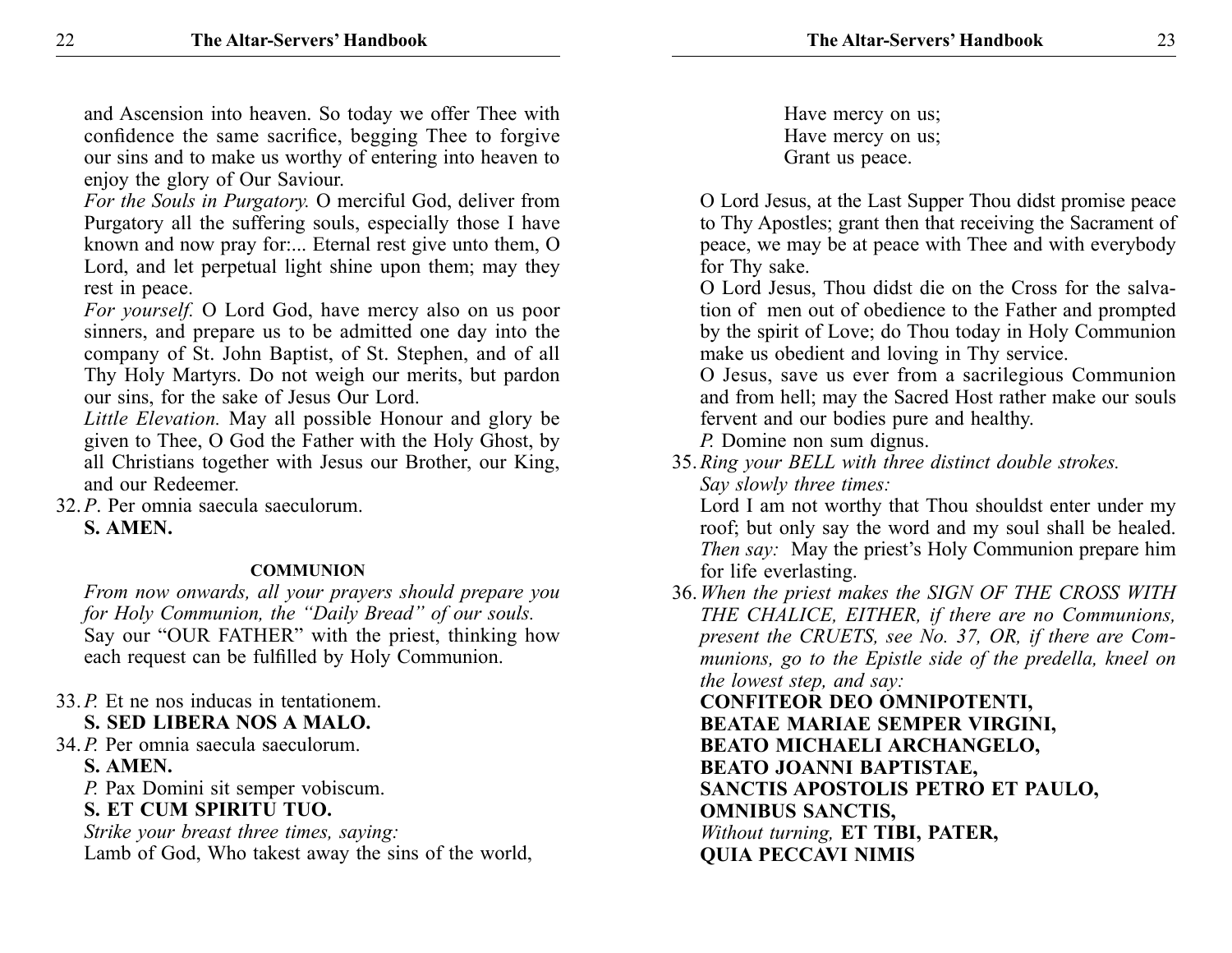and Ascension into heaven. So today we offer Thee with confidence the same sacrifice, begging Thee to forgive our sins and to make us worthy of entering into heaven to enjoy the glory of Our Saviour.

*For the Souls in Purgatory.* O merciful God, deliver from Purgatory all the suffering souls, especially those I have known and now pray for:... Eternal rest give unto them, O Lord, and let perpetual light shine upon them; may they rest in peace.

*For yourself.* O Lord God, have mercy also on us poor sinners, and prepare us to be admitted one day into the company of St. John Baptist, of St. Stephen, and of all Thy Holy Martyrs. Do not weigh our merits, but pardon our sins, for the sake of Jesus Our Lord.

*Little Elevation.* May all possible Honour and glory be given to Thee, O God the Father with the Holy Ghost, by all Christians together with Jesus our Brother, our King, and our Redeemer.

32. *P*. Per omnia saecula saeculorum.
**S. AMEN.**

#### COMMUNION

*From now onwards, all your prayers should prepare you for Holy Communion, the "Daily Bread" of our souls.*
Say our "OUR FATHER" with the priest, thinking how each request can be fulfilled by Holy Communion.

33. *P.* Et ne nos inducas in tentationem.
**S. SED LIBERA NOS A MALO.**

34. *P.* Per omnia saecula saeculorum.
**S. AMEN.**
*P.* Pax Domini sit semper vobiscum.
**S. ET CUM SPIRITU TUO.**
*Strike your breast three times, saying:*
Lamb of God, Who takest away the sins of the world,
Have mercy on us;
Have mercy on us;
Grant us peace.

O Lord Jesus, at the Last Supper Thou didst promise peace to Thy Apostles; grant then that receiving the Sacrament of peace, we may be at peace with Thee and with everybody for Thy sake.

O Lord Jesus, Thou didst die on the Cross for the salvation of men out of obedience to the Father and prompted by the spirit of Love; do Thou today in Holy Communion make us obedient and loving in Thy service.

O Jesus, save us ever from a sacrilegious Communion and from hell; may the Sacred Host rather make our souls fervent and our bodies pure and healthy.

*P.* Domine non sum dignus.

35. *Ring your BELL with three distinct double strokes.*
*Say slowly three times:*
Lord I am not worthy that Thou shouldst enter under my roof; but only say the word and my soul shall be healed.
*Then say:* May the priest's Holy Communion prepare him for life everlasting.

36. *When the priest makes the SIGN OF THE CROSS WITH THE CHALICE, EITHER, if there are no Communions, present the CRUETS, see No. 37, OR, if there are Communions, go to the Epistle side of the predella, kneel on the lowest step, and say:*
**CONFITEOR DEO OMNIPOTENTI,**
**BEATAE MARIAE SEMPER VIRGINI,**
**BEATO MICHAELI ARCHANGELO,**
**BEATO JOANNI BAPTISTAE,**
**SANCTIS APOSTOLIS PETRO ET PAULO,**
**OMNIBUS SANCTIS,**
*Without turning,* **ET TIBI, PATER,**
**QUIA PECCAVI NIMIS**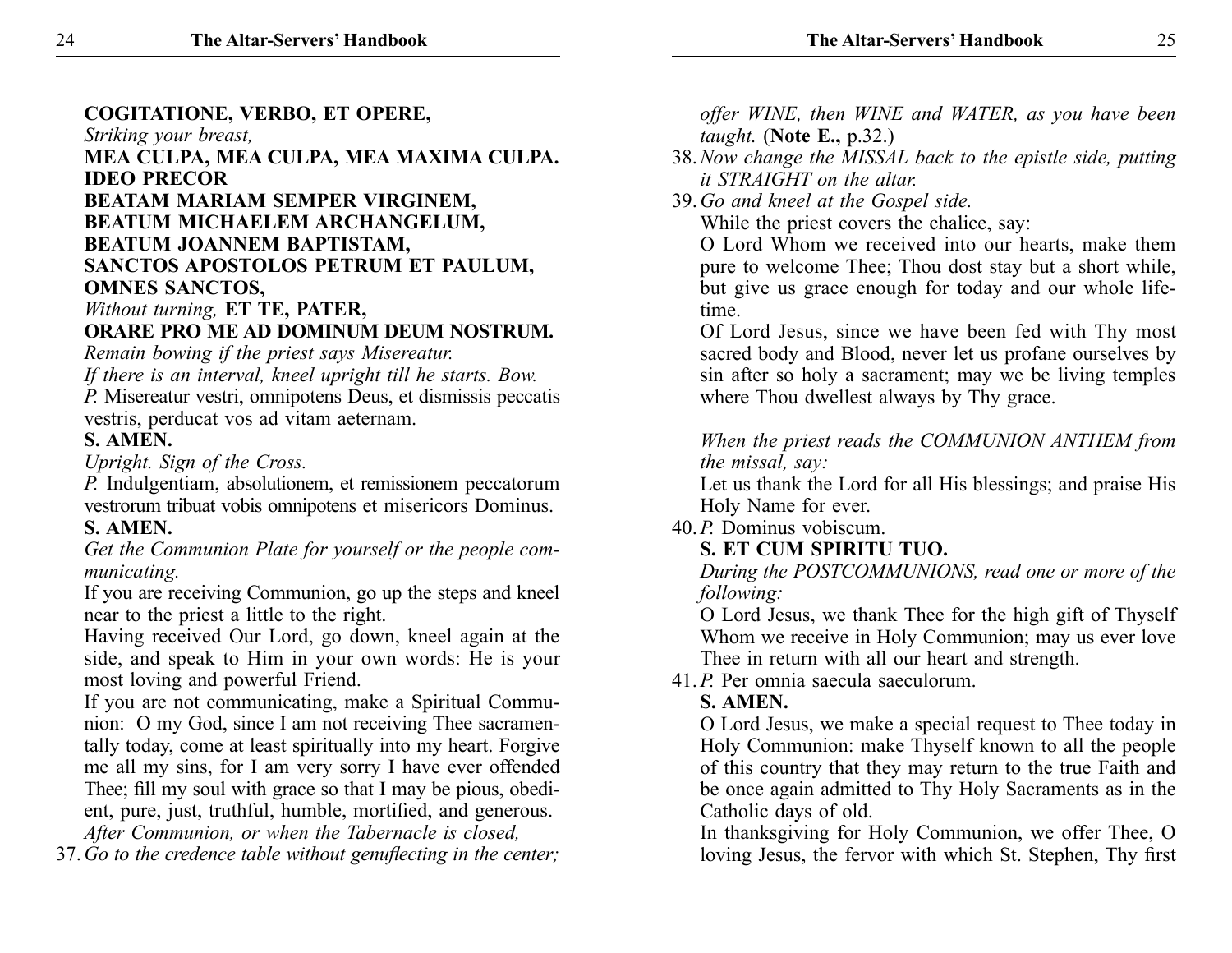**COGITATIONE, VERBO, ET OPERE,**

*Striking your breast,*

**MEA CULPA, MEA CULPA, MEA MAXIMA CULPA.**
**IDEO PRECOR**
**BEATAM MARIAM SEMPER VIRGINEM,**
**BEATUM MICHAELEM ARCHANGELUM,**
**BEATUM JOANNEM BAPTISTAM,**
**SANCTOS APOSTOLOS PETRUM ET PAULUM,**
**OMNES SANCTOS,**

*Without turning,* **ET TE, PATER,**
**ORARE PRO ME AD DOMINUM DEUM NOSTRUM.**

*Remain bowing if the priest says Misereatur.*

*If there is an interval, kneel upright till he starts. Bow.*

*P.* Misereatur vestri, omnipotens Deus, et dismissis peccatis vestris, perducat vos ad vitam aeternam.

**S. AMEN.**

*Upright. Sign of the Cross.*

*P.* Indulgentiam, absolutionem, et remissionem peccatorum vestrorum tribuat vobis omnipotens et misericors Dominus.

**S. AMEN.**

*Get the Communion Plate for yourself or the people communicating.*

If you are receiving Communion, go up the steps and kneel near to the priest a little to the right.

Having received Our Lord, go down, kneel again at the side, and speak to Him in your own words: He is your most loving and powerful Friend.

If you are not communicating, make a Spiritual Communion: O my God, since I am not receiving Thee sacramentally today, come at least spiritually into my heart. Forgive me all my sins, for I am very sorry I have ever offended Thee; fill my soul with grace so that I may be pious, obedient, pure, just, truthful, humble, mortified, and generous.

*After Communion, or when the Tabernacle is closed,*

37. *Go to the credence table without genuflecting in the center; offer WINE, then WINE and WATER, as you have been taught.* (**Note E.,** p.32.)

38. *Now change the MISSAL back to the epistle side, putting it STRAIGHT on the altar.*

39. *Go and kneel at the Gospel side.*

 While the priest covers the chalice, say:

 O Lord Whom we received into our hearts, make them pure to welcome Thee; Thou dost stay but a short while, but give us grace enough for today and our whole lifetime.

 Of Lord Jesus, since we have been fed with Thy most sacred body and Blood, never let us profane ourselves by sin after so holy a sacrament; may we be living temples where Thou dwellest always by Thy grace.

 *When the priest reads the COMMUNION ANTHEM from the missal, say:*

 Let us thank the Lord for all His blessings; and praise His Holy Name for ever.

40. *P.* Dominus vobiscum.

 **S. ET CUM SPIRITU TUO.**

 *During the POSTCOMMUNIONS, read one or more of the following:*

 O Lord Jesus, we thank Thee for the high gift of Thyself Whom we receive in Holy Communion; may us ever love Thee in return with all our heart and strength.

41. *P.* Per omnia saecula saeculorum.

 **S. AMEN.**

 O Lord Jesus, we make a special request to Thee today in Holy Communion: make Thyself known to all the people of this country that they may return to the true Faith and be once again admitted to Thy Holy Sacraments as in the Catholic days of old.

 In thanksgiving for Holy Communion, we offer Thee, O loving Jesus, the fervor with which St. Stephen, Thy first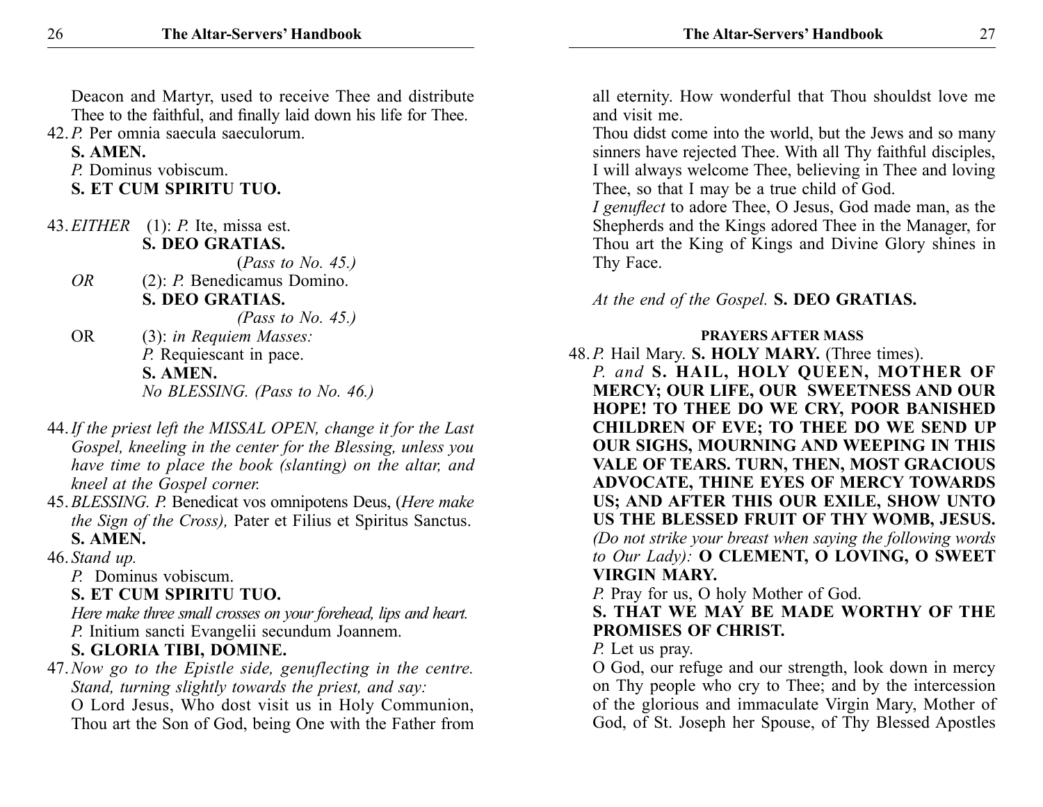Deacon and Martyr, used to receive Thee and distribute Thee to the faithful, and finally laid down his life for Thee.

42. *P.* Per omnia saecula saeculorum.
**S. AMEN.**
*P.* Dominus vobiscum.
**S. ET CUM SPIRITU TUO.**

43. *EITHER* (1): *P.* Ite, missa est.
**S. DEO GRATIAS.**
(*Pass to No. 45.)*
*OR* (2): *P.* Benedicamus Domino.
**S. DEO GRATIAS.**
*(Pass to No. 45.)*
OR (3): *in Requiem Masses:*
*P.* Requiescant in pace.
**S. AMEN.**
*No BLESSING. (Pass to No. 46.)*

44. *If the priest left the MISSAL OPEN, change it for the Last Gospel, kneeling in the center for the Blessing, unless you have time to place the book (slanting) on the altar, and kneel at the Gospel corner.*

45. *BLESSING. P.* Benedicat vos omnipotens Deus, (*Here make the Sign of the Cross),* Pater et Filius et Spiritus Sanctus.
**S. AMEN.**

46. *Stand up.*
*P.* Dominus vobiscum.
**S. ET CUM SPIRITU TUO.**
*Here make three small crosses on your forehead, lips and heart.*
*P.* Initium sancti Evangelii secundum Joannem.
**S. GLORIA TIBI, DOMINE.**

47. *Now go to the Epistle side, genuflecting in the centre. Stand, turning slightly towards the priest, and say:*
O Lord Jesus, Who dost visit us in Holy Communion, Thou art the Son of God, being One with the Father from all eternity. How wonderful that Thou shouldst love me and visit me.
Thou didst come into the world, but the Jews and so many sinners have rejected Thee. With all Thy faithful disciples, I will always welcome Thee, believing in Thee and loving Thee, so that I may be a true child of God.
*I genuflect* to adore Thee, O Jesus, God made man, as the Shepherds and the Kings adored Thee in the Manager, for Thou art the King of Kings and Divine Glory shines in Thy Face.

*At the end of the Gospel.* **S. DEO GRATIAS.**

#### PRAYERS AFTER MASS

48. *P.* Hail Mary. **S. HOLY MARY.** (Three times).
*P. and* **S. HAIL, HOLY QUEEN, MOTHER OF MERCY; OUR LIFE, OUR SWEETNESS AND OUR HOPE! TO THEE DO WE CRY, POOR BANISHED CHILDREN OF EVE; TO THEE DO WE SEND UP OUR SIGHS, MOURNING AND WEEPING IN THIS VALE OF TEARS. TURN, THEN, MOST GRACIOUS ADVOCATE, THINE EYES OF MERCY TOWARDS US; AND AFTER THIS OUR EXILE, SHOW UNTO US THE BLESSED FRUIT OF THY WOMB, JESUS.**
*(Do not strike your breast when saying the following words to Our Lady):* **O CLEMENT, O LOVING, O SWEET VIRGIN MARY.**
*P.* Pray for us, O holy Mother of God.
**S. THAT WE MAY BE MADE WORTHY OF THE PROMISES OF CHRIST.**
*P.* Let us pray.
O God, our refuge and our strength, look down in mercy on Thy people who cry to Thee; and by the intercession of the glorious and immaculate Virgin Mary, Mother of God, of St. Joseph her Spouse, of Thy Blessed Apostles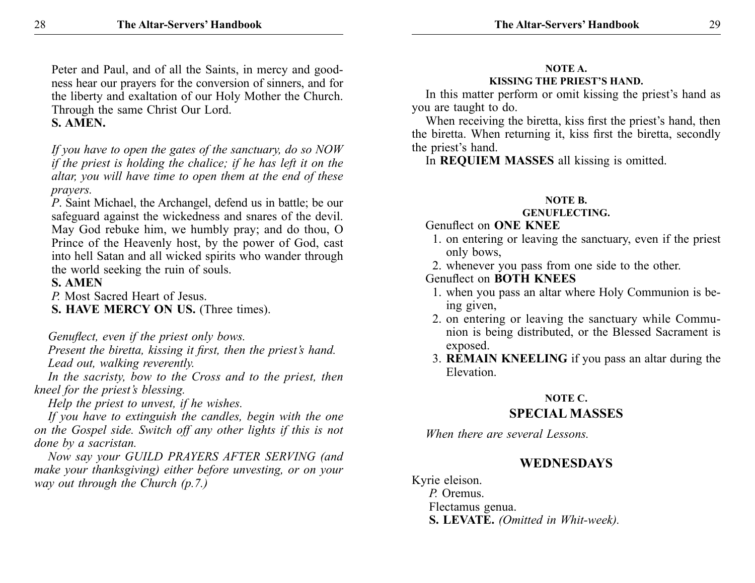Peter and Paul, and of all the Saints, in mercy and goodness hear our prayers for the conversion of sinners, and for the liberty and exaltation of our Holy Mother the Church. Through the same Christ Our Lord.
**S. AMEN.**

*If you have to open the gates of the sanctuary, do so NOW if the priest is holding the chalice; if he has left it on the altar, you will have time to open them at the end of these prayers.*

*P*. Saint Michael, the Archangel, defend us in battle; be our safeguard against the wickedness and snares of the devil. May God rebuke him, we humbly pray; and do thou, O Prince of the Heavenly host, by the power of God, cast into hell Satan and all wicked spirits who wander through the world seeking the ruin of souls.
**S. AMEN**
*P.* Most Sacred Heart of Jesus.
**S. HAVE MERCY ON US.** (Three times).

*Genuflect, even if the priest only bows.*
*Present the biretta, kissing it first, then the priest's hand.*
*Lead out, walking reverently.*
*In the sacristy, bow to the Cross and to the priest, then kneel for the priest's blessing.*
*Help the priest to unvest, if he wishes.*
*If you have to extinguish the candles, begin with the one on the Gospel side. Switch off any other lights if this is not done by a sacristan.*
*Now say your GUILD PRAYERS AFTER SERVING (and make your thanksgiving) either before unvesting, or on your way out through the Church (p.7.)*

#### NOTE A.
#### KISSING THE PRIEST'S HAND.

In this matter perform or omit kissing the priest's hand as you are taught to do.

When receiving the biretta, kiss first the priest's hand, then the biretta. When returning it, kiss first the biretta, secondly the priest's hand.

In **REQUIEM MASSES** all kissing is omitted.

#### NOTE B.
#### GENUFLECTING.

Genuflect on **ONE KNEE**
1. on entering or leaving the sanctuary, even if the priest only bows,
2. whenever you pass from one side to the other.

Genuflect on **BOTH KNEES**
1. when you pass an altar where Holy Communion is being given,
2. on entering or leaving the sanctuary while Communion is being distributed, or the Blessed Sacrament is exposed.
3. **REMAIN KNEELING** if you pass an altar during the Elevation.

#### NOTE C.
## SPECIAL MASSES

*When there are several Lessons.*

## WEDNESDAYS

Kyrie eleison.
*P.* Oremus.
Flectamus genua.
**S. LEVATE.** *(Omitted in Whit-week).*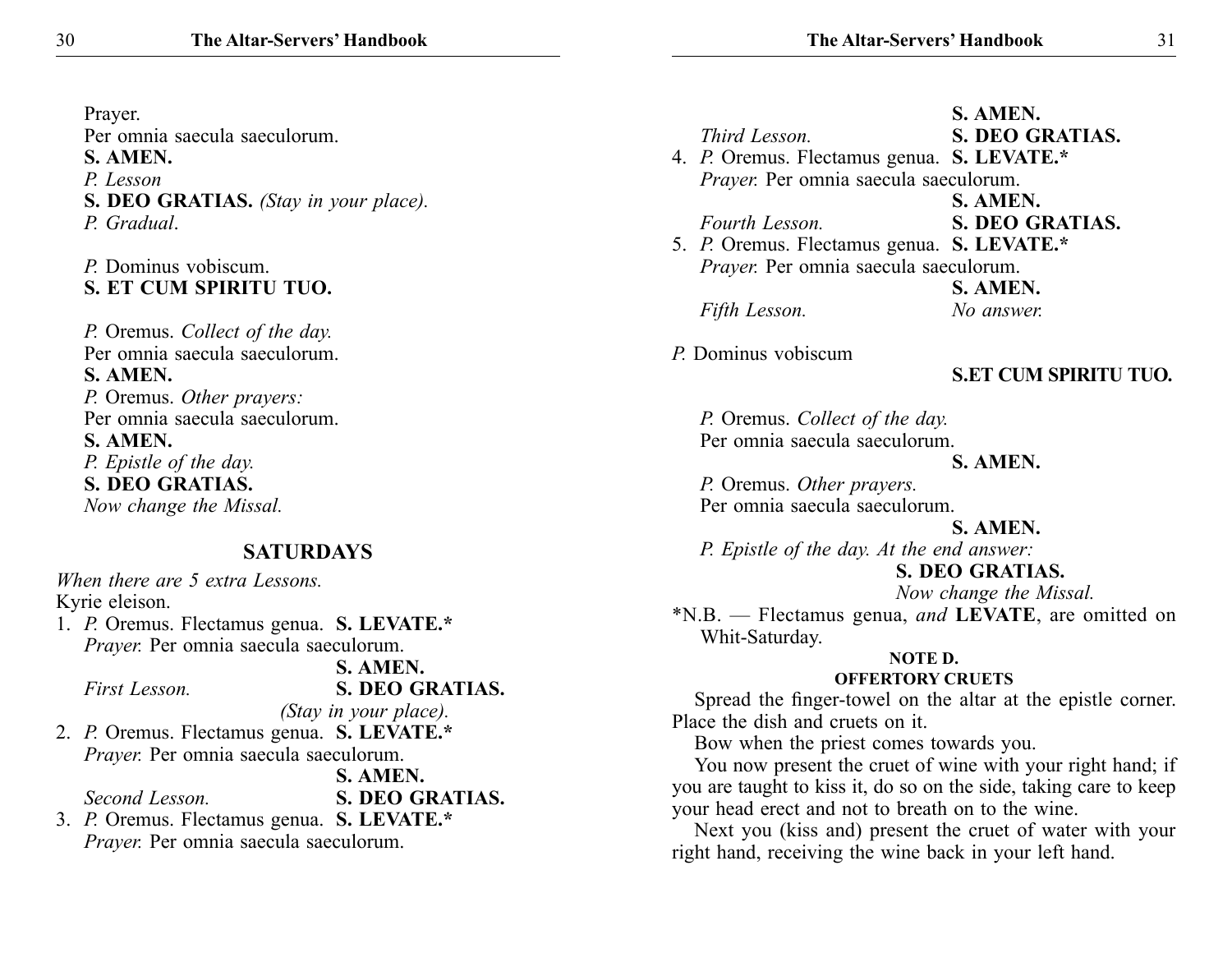Prayer.
Per omnia saecula saeculorum.
**S. AMEN.**
*P. Lesson*
**S. DEO GRATIAS.** *(Stay in your place).*
*P. Gradual.*

*P.* Dominus vobiscum.
**S. ET CUM SPIRITU TUO.**

*P.* Oremus. *Collect of the day.*
Per omnia saecula saeculorum.
**S. AMEN.**
*P.* Oremus. *Other prayers:*
Per omnia saecula saeculorum.
**S. AMEN.**
*P. Epistle of the day.*
**S. DEO GRATIAS.**
*Now change the Missal.*

## SATURDAYS

*When there are 5 extra Lessons.*
Kyrie eleison.

1. *P.* Oremus. Flectamus genua. **S. LEVATE.***
   *Prayer.* Per omnia saecula saeculorum.
   **S. AMEN.**
   *First Lesson.* **S. DEO GRATIAS.**
   *(Stay in your place).*
2. *P.* Oremus. Flectamus genua. **S. LEVATE.***
   *Prayer.* Per omnia saecula saeculorum.
   **S. AMEN.**
   *Second Lesson.* **S. DEO GRATIAS.**
3. *P.* Oremus. Flectamus genua. **S. LEVATE.***
   *Prayer.* Per omnia saecula saeculorum.
   **S. AMEN.**
   *Third Lesson.* **S. DEO GRATIAS.**
4. *P.* Oremus. Flectamus genua. **S. LEVATE.***
   *Prayer.* Per omnia saecula saeculorum.
   **S. AMEN.**
   *Fourth Lesson.* **S. DEO GRATIAS.**
5. *P.* Oremus. Flectamus genua. **S. LEVATE.***
   *Prayer.* Per omnia saecula saeculorum.
   **S. AMEN.**
   *Fifth Lesson.* *No answer.*

*P.* Dominus vobiscum
**S.ET CUM SPIRITU TUO.**

*P.* Oremus. *Collect of the day.*
Per omnia saecula saeculorum.
**S. AMEN.**
*P.* Oremus. *Other prayers.*
Per omnia saecula saeculorum.
**S. AMEN.**
*P. Epistle of the day. At the end answer:*
**S. DEO GRATIAS.**
*Now change the Missal.*

*N.B. — Flectamus genua, *and* **LEVATE**, are omitted on Whit-Saturday.

### NOTE D.
### OFFERTORY CRUETS

Spread the finger-towel on the altar at the epistle corner. Place the dish and cruets on it.

Bow when the priest comes towards you.

You now present the cruet of wine with your right hand; if you are taught to kiss it, do so on the side, taking care to keep your head erect and not to breath on to the wine.

Next you (kiss and) present the cruet of water with your right hand, receiving the wine back in your left hand.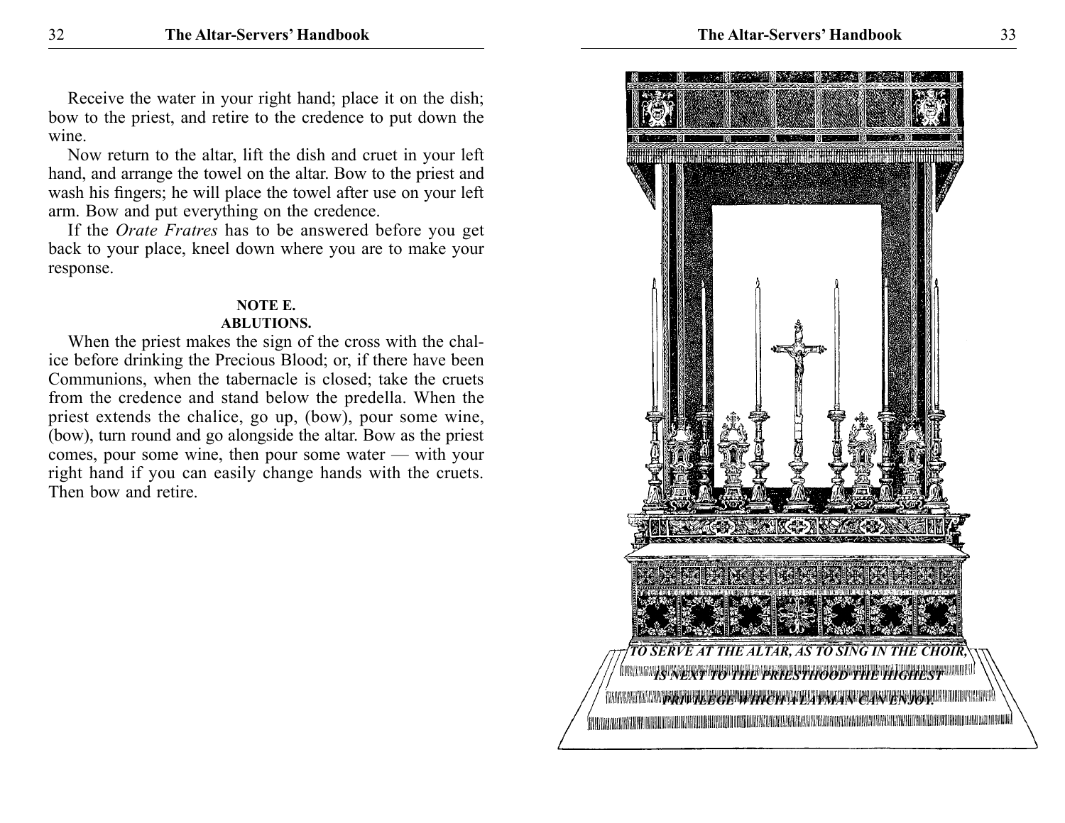Receive the water in your right hand; place it on the dish; bow to the priest, and retire to the credence to put down the wine.

Now return to the altar, lift the dish and cruet in your left hand, and arrange the towel on the altar. Bow to the priest and wash his fingers; he will place the towel after use on your left arm. Bow and put everything on the credence.

If the *Orate Fratres* has to be answered before you get back to your place, kneel down where you are to make your response.

**NOTE E.**
**ABLUTIONS.**

When the priest makes the sign of the cross with the chalice before drinking the Precious Blood; or, if there have been Communions, when the tabernacle is closed; take the cruets from the credence and stand below the predella. When the priest extends the chalice, go up, (bow), pour some wine, (bow), turn round and go alongside the altar. Bow as the priest comes, pour some wine, then pour some water — with your right hand if you can easily change hands with the cruets. Then bow and retire.

***TO SERVE AT THE ALTAR, AS TO SING IN THE CHOIR, IS NEXT TO THE PRIESTHOOD THE HIGHEST PRIVILEGE WHICH A LAYMAN CAN ENJOY.***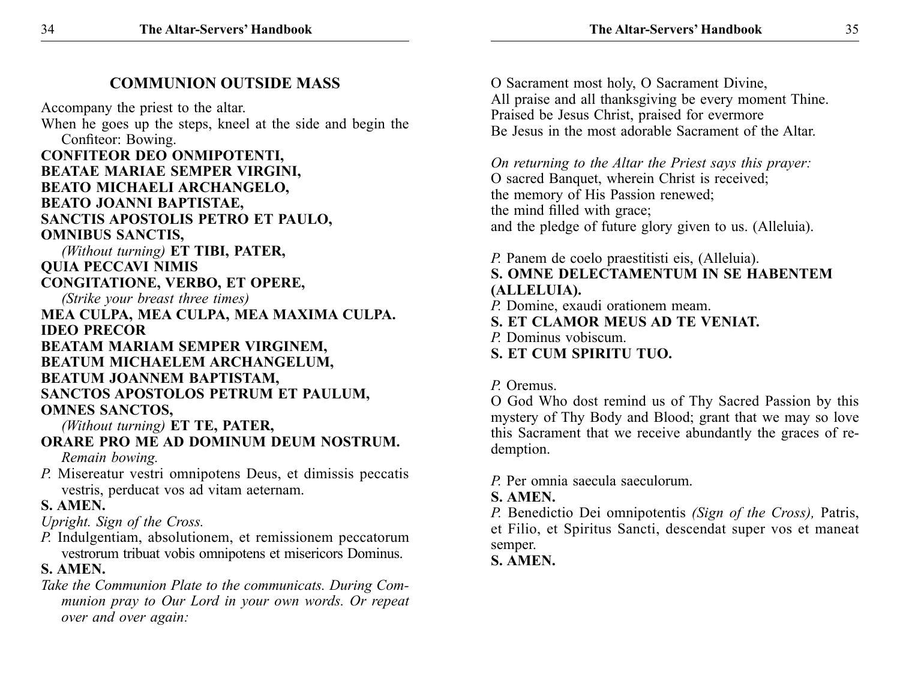## COMMUNION OUTSIDE MASS

Accompany the priest to the altar.

When he goes up the steps, kneel at the side and begin the Confiteor: Bowing.

**CONFITEOR DEO ONMIPOTENTI,**
**BEATAE MARIAE SEMPER VIRGINI,**
**BEATO MICHAELI ARCHANGELO,**
**BEATO JOANNI BAPTISTAE,**
**SANCTIS APOSTOLIS PETRO ET PAULO,**
**OMNIBUS SANCTIS,**
*(Without turning)* **ET TIBI, PATER,**
**QUIA PECCAVI NIMIS**
**CONGITATIONE, VERBO, ET OPERE,**
*(Strike your breast three times)*
**MEA CULPA, MEA CULPA, MEA MAXIMA CULPA.**
**IDEO PRECOR**
**BEATAM MARIAM SEMPER VIRGINEM,**
**BEATUM MICHAELEM ARCHANGELUM,**
**BEATUM JOANNEM BAPTISTAM,**
**SANCTOS APOSTOLOS PETRUM ET PAULUM,**
**OMNES SANCTOS,**
*(Without turning)* **ET TE, PATER,**
**ORARE PRO ME AD DOMINUM DEUM NOSTRUM.**
*Remain bowing.*

*P.* Misereatur vestri omnipotens Deus, et dimissis peccatis vestris, perducat vos ad vitam aeternam.

**S. AMEN.**

*Upright. Sign of the Cross.*

*P.* Indulgentiam, absolutionem, et remissionem peccatorum vestrorum tribuat vobis omnipotens et misericors Dominus.

**S. AMEN.**

*Take the Communion Plate to the communicats. During Communion pray to Our Lord in your own words. Or repeat over and over again:*

O Sacrament most holy, O Sacrament Divine,
All praise and all thanksgiving be every moment Thine.
Praised be Jesus Christ, praised for evermore
Be Jesus in the most adorable Sacrament of the Altar.

*On returning to the Altar the Priest says this prayer:*

O sacred Banquet, wherein Christ is received;
the memory of His Passion renewed;
the mind filled with grace;
and the pledge of future glory given to us. (Alleluia).

*P.* Panem de coelo praestitisti eis, (Alleluia).

**S. OMNE DELECTAMENTUM IN SE HABENTEM (ALLELUIA).**

*P.* Domine, exaudi orationem meam.

**S. ET CLAMOR MEUS AD TE VENIAT.**

*P.* Dominus vobiscum.

**S. ET CUM SPIRITU TUO.**

*P.* Oremus.

O God Who dost remind us of Thy Sacred Passion by this mystery of Thy Body and Blood; grant that we may so love this Sacrament that we receive abundantly the graces of redemption.

*P.* Per omnia saecula saeculorum.

**S. AMEN.**

*P.* Benedictio Dei omnipotentis *(Sign of the Cross),* Patris, et Filio, et Spiritus Sancti, descendat super vos et maneat semper.

**S. AMEN.**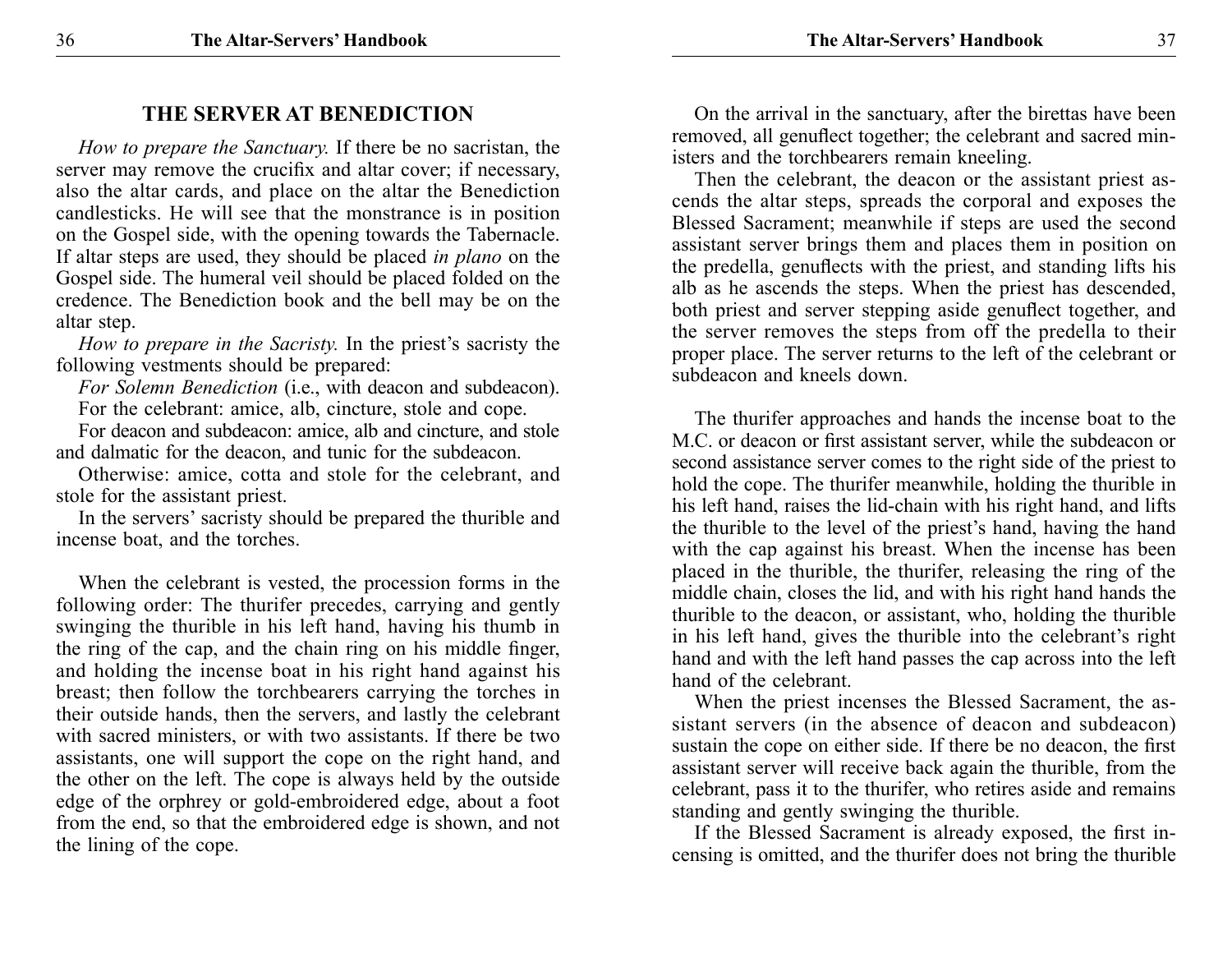## THE SERVER AT BENEDICTION

*How to prepare the Sanctuary.* If there be no sacristan, the server may remove the crucifix and altar cover; if necessary, also the altar cards, and place on the altar the Benediction candlesticks. He will see that the monstrance is in position on the Gospel side, with the opening towards the Tabernacle. If altar steps are used, they should be placed *in plano* on the Gospel side. The humeral veil should be placed folded on the credence. The Benediction book and the bell may be on the altar step.

*How to prepare in the Sacristy.* In the priest's sacristy the following vestments should be prepared:

*For Solemn Benediction* (i.e., with deacon and subdeacon).

For the celebrant: amice, alb, cincture, stole and cope.

For deacon and subdeacon: amice, alb and cincture, and stole and dalmatic for the deacon, and tunic for the subdeacon.

Otherwise: amice, cotta and stole for the celebrant, and stole for the assistant priest.

In the servers' sacristy should be prepared the thurible and incense boat, and the torches.

When the celebrant is vested, the procession forms in the following order: The thurifer precedes, carrying and gently swinging the thurible in his left hand, having his thumb in the ring of the cap, and the chain ring on his middle finger, and holding the incense boat in his right hand against his breast; then follow the torchbearers carrying the torches in their outside hands, then the servers, and lastly the celebrant with sacred ministers, or with two assistants. If there be two assistants, one will support the cope on the right hand, and the other on the left. The cope is always held by the outside edge of the orphrey or gold-embroidered edge, about a foot from the end, so that the embroidered edge is shown, and not the lining of the cope.

On the arrival in the sanctuary, after the birettas have been removed, all genuflect together; the celebrant and sacred ministers and the torchbearers remain kneeling.

Then the celebrant, the deacon or the assistant priest ascends the altar steps, spreads the corporal and exposes the Blessed Sacrament; meanwhile if steps are used the second assistant server brings them and places them in position on the predella, genuflects with the priest, and standing lifts his alb as he ascends the steps. When the priest has descended, both priest and server stepping aside genuflect together, and the server removes the steps from off the predella to their proper place. The server returns to the left of the celebrant or subdeacon and kneels down.

The thurifer approaches and hands the incense boat to the M.C. or deacon or first assistant server, while the subdeacon or second assistance server comes to the right side of the priest to hold the cope. The thurifer meanwhile, holding the thurible in his left hand, raises the lid-chain with his right hand, and lifts the thurible to the level of the priest's hand, having the hand with the cap against his breast. When the incense has been placed in the thurible, the thurifer, releasing the ring of the middle chain, closes the lid, and with his right hand hands the thurible to the deacon, or assistant, who, holding the thurible in his left hand, gives the thurible into the celebrant's right hand and with the left hand passes the cap across into the left hand of the celebrant.

When the priest incenses the Blessed Sacrament, the assistant servers (in the absence of deacon and subdeacon) sustain the cope on either side. If there be no deacon, the first assistant server will receive back again the thurible, from the celebrant, pass it to the thurifer, who retires aside and remains standing and gently swinging the thurible.

If the Blessed Sacrament is already exposed, the first incensing is omitted, and the thurifer does not bring the thurible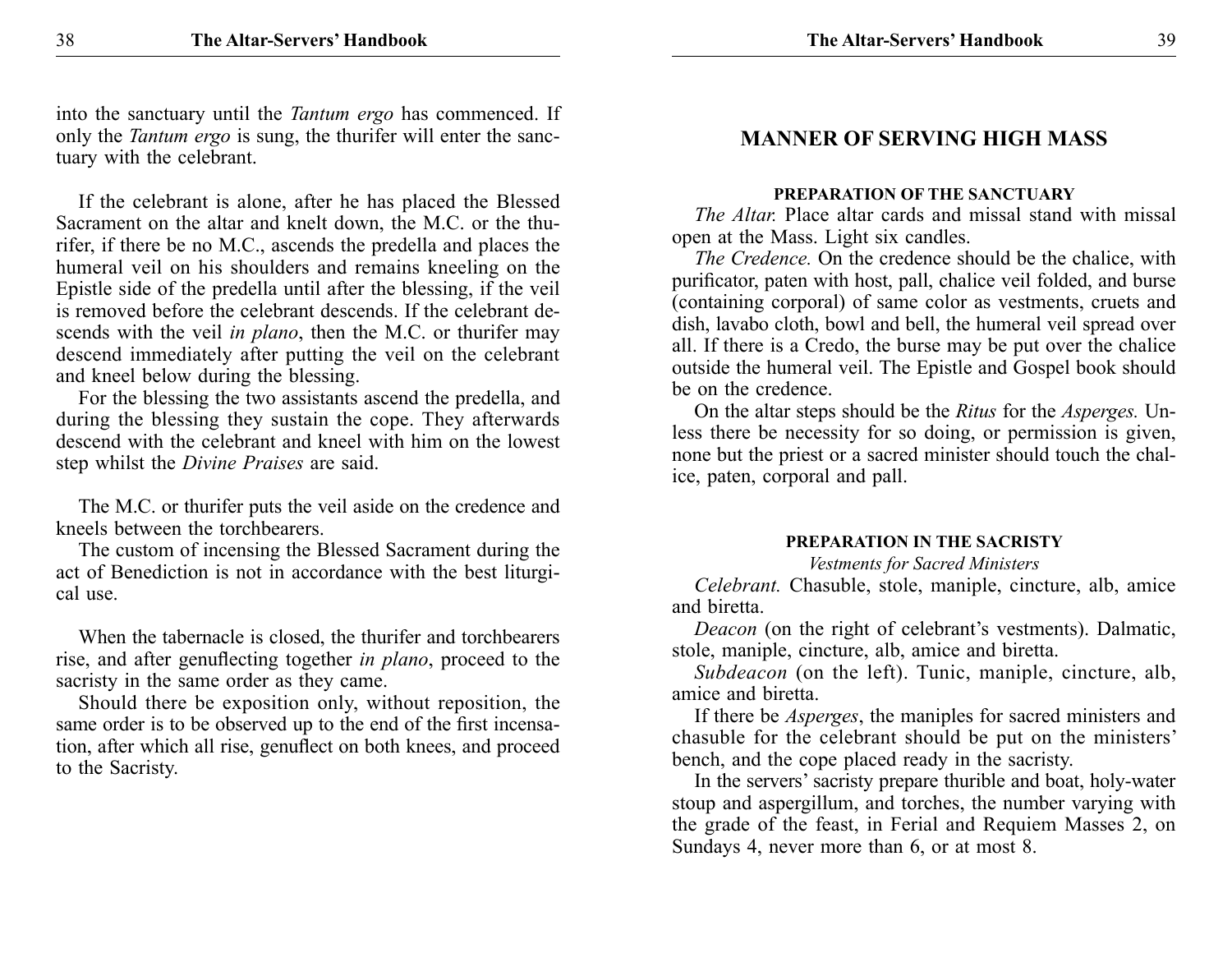into the sanctuary until the *Tantum ergo* has commenced. If only the *Tantum ergo* is sung, the thurifer will enter the sanctuary with the celebrant.

If the celebrant is alone, after he has placed the Blessed Sacrament on the altar and knelt down, the M.C. or the thurifer, if there be no M.C., ascends the predella and places the humeral veil on his shoulders and remains kneeling on the Epistle side of the predella until after the blessing, if the veil is removed before the celebrant descends. If the celebrant descends with the veil *in plano*, then the M.C. or thurifer may descend immediately after putting the veil on the celebrant and kneel below during the blessing.

For the blessing the two assistants ascend the predella, and during the blessing they sustain the cope. They afterwards descend with the celebrant and kneel with him on the lowest step whilst the *Divine Praises* are said.

The M.C. or thurifer puts the veil aside on the credence and kneels between the torchbearers.

The custom of incensing the Blessed Sacrament during the act of Benediction is not in accordance with the best liturgical use.

When the tabernacle is closed, the thurifer and torchbearers rise, and after genuflecting together *in plano*, proceed to the sacristy in the same order as they came.

Should there be exposition only, without reposition, the same order is to be observed up to the end of the first incensation, after which all rise, genuflect on both knees, and proceed to the Sacristy.

## MANNER OF SERVING HIGH MASS

### PREPARATION OF THE SANCTUARY

*The Altar.* Place altar cards and missal stand with missal open at the Mass. Light six candles.

*The Credence.* On the credence should be the chalice, with purificator, paten with host, pall, chalice veil folded, and burse (containing corporal) of same color as vestments, cruets and dish, lavabo cloth, bowl and bell, the humeral veil spread over all. If there is a Credo, the burse may be put over the chalice outside the humeral veil. The Epistle and Gospel book should be on the credence.

On the altar steps should be the *Ritus* for the *Asperges.* Unless there be necessity for so doing, or permission is given, none but the priest or a sacred minister should touch the chalice, paten, corporal and pall.

### PREPARATION IN THE SACRISTY

*Vestments for Sacred Ministers*

*Celebrant.* Chasuble, stole, maniple, cincture, alb, amice and biretta.

*Deacon* (on the right of celebrant's vestments). Dalmatic, stole, maniple, cincture, alb, amice and biretta.

*Subdeacon* (on the left). Tunic, maniple, cincture, alb, amice and biretta.

If there be *Asperges*, the maniples for sacred ministers and chasuble for the celebrant should be put on the ministers' bench, and the cope placed ready in the sacristy.

In the servers' sacristy prepare thurible and boat, holy-water stoup and aspergillum, and torches, the number varying with the grade of the feast, in Ferial and Requiem Masses 2, on Sundays 4, never more than 6, or at most 8.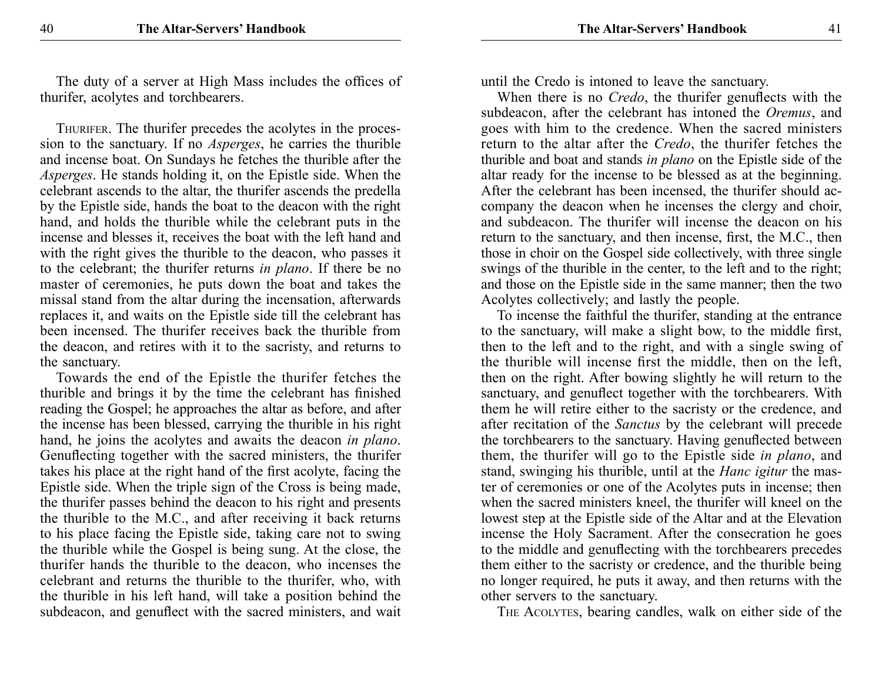The duty of a server at High Mass includes the offices of thurifer, acolytes and torchbearers.

Thurifer. The thurifer precedes the acolytes in the procession to the sanctuary. If no *Asperges*, he carries the thurible and incense boat. On Sundays he fetches the thurible after the *Asperges*. He stands holding it, on the Epistle side. When the celebrant ascends to the altar, the thurifer ascends the predella by the Epistle side, hands the boat to the deacon with the right hand, and holds the thurible while the celebrant puts in the incense and blesses it, receives the boat with the left hand and with the right gives the thurible to the deacon, who passes it to the celebrant; the thurifer returns *in plano*. If there be no master of ceremonies, he puts down the boat and takes the missal stand from the altar during the incensation, afterwards replaces it, and waits on the Epistle side till the celebrant has been incensed. The thurifer receives back the thurible from the deacon, and retires with it to the sacristy, and returns to the sanctuary.

Towards the end of the Epistle the thurifer fetches the thurible and brings it by the time the celebrant has finished reading the Gospel; he approaches the altar as before, and after the incense has been blessed, carrying the thurible in his right hand, he joins the acolytes and awaits the deacon *in plano*. Genuflecting together with the sacred ministers, the thurifer takes his place at the right hand of the first acolyte, facing the Epistle side. When the triple sign of the Cross is being made, the thurifer passes behind the deacon to his right and presents the thurible to the M.C., and after receiving it back returns to his place facing the Epistle side, taking care not to swing the thurible while the Gospel is being sung. At the close, the thurifer hands the thurible to the deacon, who incenses the celebrant and returns the thurible to the thurifer, who, with the thurible in his left hand, will take a position behind the subdeacon, and genuflect with the sacred ministers, and wait until the Credo is intoned to leave the sanctuary.

When there is no *Credo*, the thurifer genuflects with the subdeacon, after the celebrant has intoned the *Oremus*, and goes with him to the credence. When the sacred ministers return to the altar after the *Credo*, the thurifer fetches the thurible and boat and stands *in plano* on the Epistle side of the altar ready for the incense to be blessed as at the beginning. After the celebrant has been incensed, the thurifer should accompany the deacon when he incenses the clergy and choir, and subdeacon. The thurifer will incense the deacon on his return to the sanctuary, and then incense, first, the M.C., then those in choir on the Gospel side collectively, with three single swings of the thurible in the center, to the left and to the right; and those on the Epistle side in the same manner; then the two Acolytes collectively; and lastly the people.

To incense the faithful the thurifer, standing at the entrance to the sanctuary, will make a slight bow, to the middle first, then to the left and to the right, and with a single swing of the thurible will incense first the middle, then on the left, then on the right. After bowing slightly he will return to the sanctuary, and genuflect together with the torchbearers. With them he will retire either to the sacristy or the credence, and after recitation of the *Sanctus* by the celebrant will precede the torchbearers to the sanctuary. Having genuflected between them, the thurifer will go to the Epistle side *in plano*, and stand, swinging his thurible, until at the *Hanc igitur* the master of ceremonies or one of the Acolytes puts in incense; then when the sacred ministers kneel, the thurifer will kneel on the lowest step at the Epistle side of the Altar and at the Elevation incense the Holy Sacrament. After the consecration he goes to the middle and genuflecting with the torchbearers precedes them either to the sacristy or credence, and the thurible being no longer required, he puts it away, and then returns with the other servers to the sanctuary.

The Acolytes, bearing candles, walk on either side of the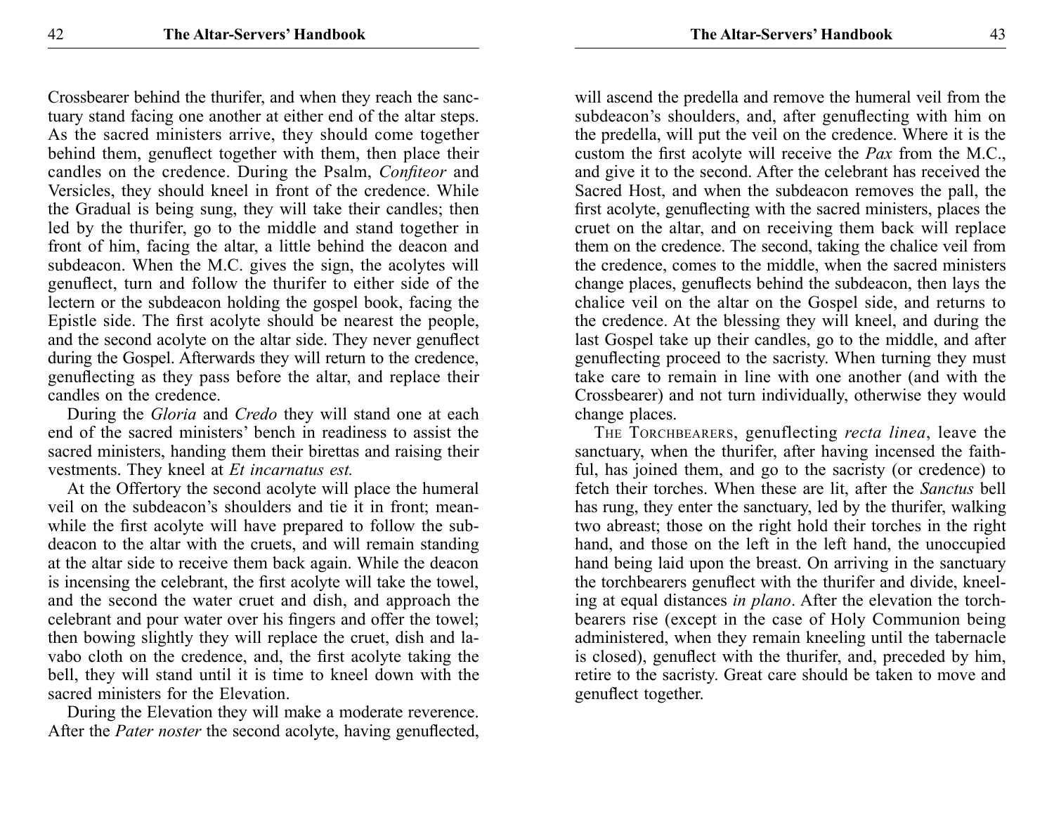Crossbearer behind the thurifer, and when they reach the sanctuary stand facing one another at either end of the altar steps. As the sacred ministers arrive, they should come together behind them, genuflect together with them, then place their candles on the credence. During the Psalm, *Confiteor* and Versicles, they should kneel in front of the credence. While the Gradual is being sung, they will take their candles; then led by the thurifer, go to the middle and stand together in front of him, facing the altar, a little behind the deacon and subdeacon. When the M.C. gives the sign, the acolytes will genuflect, turn and follow the thurifer to either side of the lectern or the subdeacon holding the gospel book, facing the Epistle side. The first acolyte should be nearest the people, and the second acolyte on the altar side. They never genuflect during the Gospel. Afterwards they will return to the credence, genuflecting as they pass before the altar, and replace their candles on the credence.

During the *Gloria* and *Credo* they will stand one at each end of the sacred ministers' bench in readiness to assist the sacred ministers, handing them their birettas and raising their vestments. They kneel at *Et incarnatus est.*

At the Offertory the second acolyte will place the humeral veil on the subdeacon's shoulders and tie it in front; meanwhile the first acolyte will have prepared to follow the subdeacon to the altar with the cruets, and will remain standing at the altar side to receive them back again. While the deacon is incensing the celebrant, the first acolyte will take the towel, and the second the water cruet and dish, and approach the celebrant and pour water over his fingers and offer the towel; then bowing slightly they will replace the cruet, dish and lavabo cloth on the credence, and, the first acolyte taking the bell, they will stand until it is time to kneel down with the sacred ministers for the Elevation.

During the Elevation they will make a moderate reverence. After the *Pater noster* the second acolyte, having genuflected, will ascend the predella and remove the humeral veil from the subdeacon's shoulders, and, after genuflecting with him on the predella, will put the veil on the credence. Where it is the custom the first acolyte will receive the *Pax* from the M.C., and give it to the second. After the celebrant has received the Sacred Host, and when the subdeacon removes the pall, the first acolyte, genuflecting with the sacred ministers, places the cruet on the altar, and on receiving them back will replace them on the credence. The second, taking the chalice veil from the credence, comes to the middle, when the sacred ministers change places, genuflects behind the subdeacon, then lays the chalice veil on the altar on the Gospel side, and returns to the credence. At the blessing they will kneel, and during the last Gospel take up their candles, go to the middle, and after genuflecting proceed to the sacristy. When turning they must take care to remain in line with one another (and with the Crossbearer) and not turn individually, otherwise they would change places.

THE TORCHBEARERS, genuflecting *recta linea*, leave the sanctuary, when the thurifer, after having incensed the faithful, has joined them, and go to the sacristy (or credence) to fetch their torches. When these are lit, after the *Sanctus* bell has rung, they enter the sanctuary, led by the thurifer, walking two abreast; those on the right hold their torches in the right hand, and those on the left in the left hand, the unoccupied hand being laid upon the breast. On arriving in the sanctuary the torchbearers genuflect with the thurifer and divide, kneeling at equal distances *in plano*. After the elevation the torchbearers rise (except in the case of Holy Communion being administered, when they remain kneeling until the tabernacle is closed), genuflect with the thurifer, and, preceded by him, retire to the sacristy. Great care should be taken to move and genuflect together.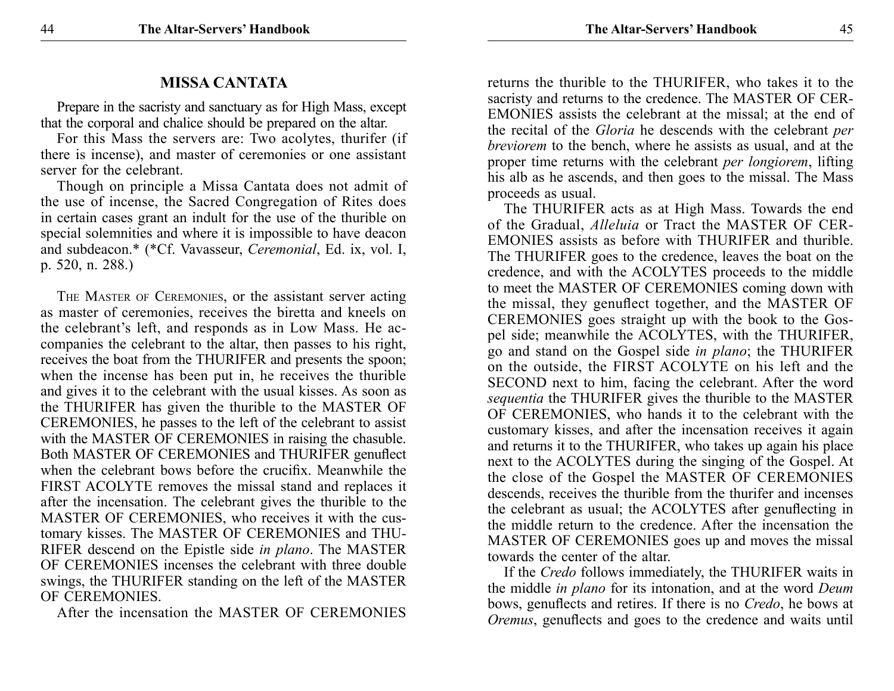## MISSA CANTATA

Prepare in the sacristy and sanctuary as for High Mass, except that the corporal and chalice should be prepared on the altar.

For this Mass the servers are: Two acolytes, thurifer (if there is incense), and master of ceremonies or one assistant server for the celebrant.

Though on principle a Missa Cantata does not admit of the use of incense, the Sacred Congregation of Rites does in certain cases grant an indult for the use of the thurible on special solemnities and where it is impossible to have deacon and subdeacon.* (*Cf. Vavasseur, *Ceremonial*, Ed. ix, vol. I, p. 520, n. 288.)

The Master of Ceremonies, or the assistant server acting as master of ceremonies, receives the biretta and kneels on the celebrant's left, and responds as in Low Mass. He accompanies the celebrant to the altar, then passes to his right, receives the boat from the THURIFER and presents the spoon; when the incense has been put in, he receives the thurible and gives it to the celebrant with the usual kisses. As soon as the THURIFER has given the thurible to the MASTER OF CEREMONIES, he passes to the left of the celebrant to assist with the MASTER OF CEREMONIES in raising the chasuble. Both MASTER OF CEREMONIES and THURIFER genuflect when the celebrant bows before the crucifix. Meanwhile the FIRST ACOLYTE removes the missal stand and replaces it after the incensation. The celebrant gives the thurible to the MASTER OF CEREMONIES, who receives it with the customary kisses. The MASTER OF CEREMONIES and THURIFER descend on the Epistle side *in plano*. The MASTER OF CEREMONIES incenses the celebrant with three double swings, the THURIFER standing on the left of the MASTER OF CEREMONIES.

After the incensation the MASTER OF CEREMONIES returns the thurible to the THURIFER, who takes it to the sacristy and returns to the credence. The MASTER OF CEREMONIES assists the celebrant at the missal; at the end of the recital of the *Gloria* he descends with the celebrant *per breviorem* to the bench, where he assists as usual, and at the proper time returns with the celebrant *per longiorem*, lifting his alb as he ascends, and then goes to the missal. The Mass proceeds as usual.

The THURIFER acts as at High Mass. Towards the end of the Gradual, *Alleluia* or Tract the MASTER OF CEREMONIES assists as before with THURIFER and thurible. The THURIFER goes to the credence, leaves the boat on the credence, and with the ACOLYTES proceeds to the middle to meet the MASTER OF CEREMONIES coming down with the missal, they genuflect together, and the MASTER OF CEREMONIES goes straight up with the book to the Gospel side; meanwhile the ACOLYTES, with the THURIFER, go and stand on the Gospel side *in plano*; the THURIFER on the outside, the FIRST ACOLYTE on his left and the SECOND next to him, facing the celebrant. After the word *sequentia* the THURIFER gives the thurible to the MASTER OF CEREMONIES, who hands it to the celebrant with the customary kisses, and after the incensation receives it again and returns it to the THURIFER, who takes up again his place next to the ACOLYTES during the singing of the Gospel. At the close of the Gospel the MASTER OF CEREMONIES descends, receives the thurible from the thurifer and incenses the celebrant as usual; the ACOLYTES after genuflecting in the middle return to the credence. After the incensation the MASTER OF CEREMONIES goes up and moves the missal towards the center of the altar.

If the *Credo* follows immediately, the THURIFER waits in the middle *in plano* for its intonation, and at the word *Deum* bows, genuflects and retires. If there is no *Credo*, he bows at *Oremus*, genuflects and goes to the credence and waits until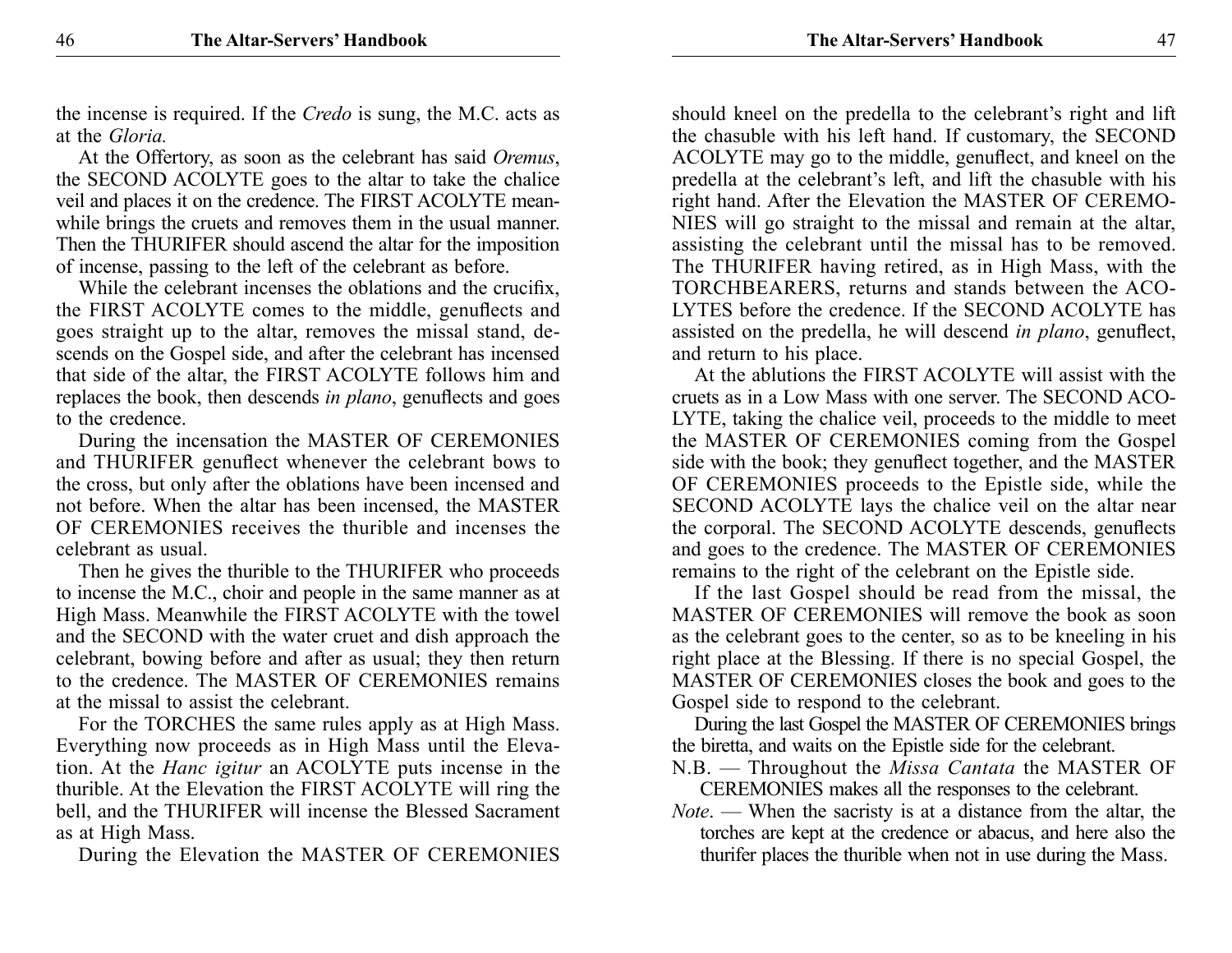the incense is required. If the *Credo* is sung, the M.C. acts as at the *Gloria.*

At the Offertory, as soon as the celebrant has said *Oremus*, the SECOND ACOLYTE goes to the altar to take the chalice veil and places it on the credence. The FIRST ACOLYTE meanwhile brings the cruets and removes them in the usual manner. Then the THURIFER should ascend the altar for the imposition of incense, passing to the left of the celebrant as before.

While the celebrant incenses the oblations and the crucifix, the FIRST ACOLYTE comes to the middle, genuflects and goes straight up to the altar, removes the missal stand, descends on the Gospel side, and after the celebrant has incensed that side of the altar, the FIRST ACOLYTE follows him and replaces the book, then descends *in plano*, genuflects and goes to the credence.

During the incensation the MASTER OF CEREMONIES and THURIFER genuflect whenever the celebrant bows to the cross, but only after the oblations have been incensed and not before. When the altar has been incensed, the MASTER OF CEREMONIES receives the thurible and incenses the celebrant as usual.

Then he gives the thurible to the THURIFER who proceeds to incense the M.C., choir and people in the same manner as at High Mass. Meanwhile the FIRST ACOLYTE with the towel and the SECOND with the water cruet and dish approach the celebrant, bowing before and after as usual; they then return to the credence. The MASTER OF CEREMONIES remains at the missal to assist the celebrant.

For the TORCHES the same rules apply as at High Mass. Everything now proceeds as in High Mass until the Elevation. At the *Hanc igitur* an ACOLYTE puts incense in the thurible. At the Elevation the FIRST ACOLYTE will ring the bell, and the THURIFER will incense the Blessed Sacrament as at High Mass.

During the Elevation the MASTER OF CEREMONIES should kneel on the predella to the celebrant's right and lift the chasuble with his left hand. If customary, the SECOND ACOLYTE may go to the middle, genuflect, and kneel on the predella at the celebrant's left, and lift the chasuble with his right hand. After the Elevation the MASTER OF CEREMONIES will go straight to the missal and remain at the altar, assisting the celebrant until the missal has to be removed. The THURIFER having retired, as in High Mass, with the TORCHBEARERS, returns and stands between the ACOLYTES before the credence. If the SECOND ACOLYTE has assisted on the predella, he will descend *in plano*, genuflect, and return to his place.

At the ablutions the FIRST ACOLYTE will assist with the cruets as in a Low Mass with one server. The SECOND ACOLYTE, taking the chalice veil, proceeds to the middle to meet the MASTER OF CEREMONIES coming from the Gospel side with the book; they genuflect together, and the MASTER OF CEREMONIES proceeds to the Epistle side, while the SECOND ACOLYTE lays the chalice veil on the altar near the corporal. The SECOND ACOLYTE descends, genuflects and goes to the credence. The MASTER OF CEREMONIES remains to the right of the celebrant on the Epistle side.

If the last Gospel should be read from the missal, the MASTER OF CEREMONIES will remove the book as soon as the celebrant goes to the center, so as to be kneeling in his right place at the Blessing. If there is no special Gospel, the MASTER OF CEREMONIES closes the book and goes to the Gospel side to respond to the celebrant.

During the last Gospel the MASTER OF CEREMONIES brings the biretta, and waits on the Epistle side for the celebrant.

N.B. — Throughout the *Missa Cantata* the MASTER OF CEREMONIES makes all the responses to the celebrant.

*Note*. — When the sacristy is at a distance from the altar, the torches are kept at the credence or abacus, and here also the thurifer places the thurible when not in use during the Mass.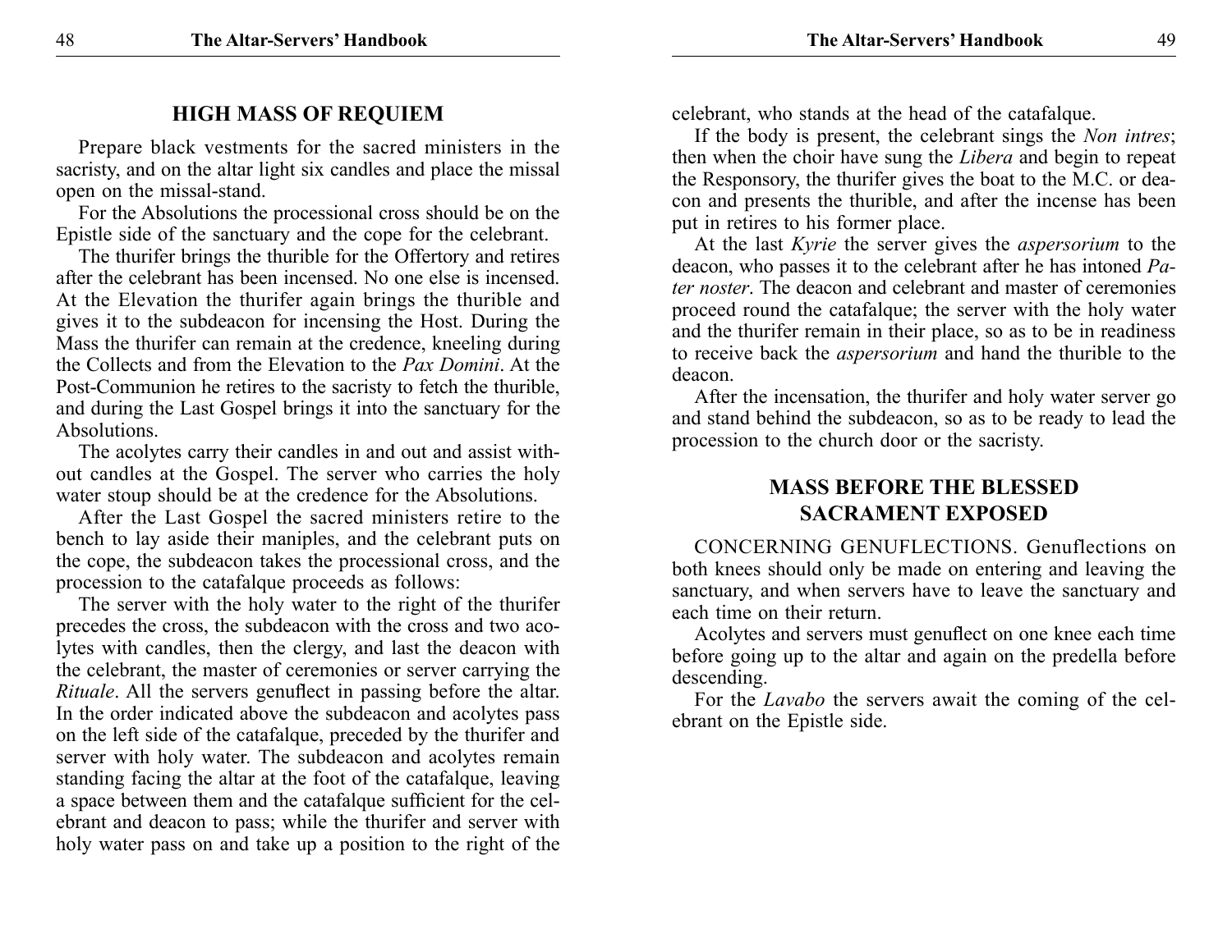## HIGH MASS OF REQUIEM

Prepare black vestments for the sacred ministers in the sacristy, and on the altar light six candles and place the missal open on the missal-stand.

For the Absolutions the processional cross should be on the Epistle side of the sanctuary and the cope for the celebrant.

The thurifer brings the thurible for the Offertory and retires after the celebrant has been incensed. No one else is incensed. At the Elevation the thurifer again brings the thurible and gives it to the subdeacon for incensing the Host. During the Mass the thurifer can remain at the credence, kneeling during the Collects and from the Elevation to the *Pax Domini*. At the Post-Communion he retires to the sacristy to fetch the thurible, and during the Last Gospel brings it into the sanctuary for the Absolutions.

The acolytes carry their candles in and out and assist without candles at the Gospel. The server who carries the holy water stoup should be at the credence for the Absolutions.

After the Last Gospel the sacred ministers retire to the bench to lay aside their maniples, and the celebrant puts on the cope, the subdeacon takes the processional cross, and the procession to the catafalque proceeds as follows:

The server with the holy water to the right of the thurifer precedes the cross, the subdeacon with the cross and two acolytes with candles, then the clergy, and last the deacon with the celebrant, the master of ceremonies or server carrying the *Rituale*. All the servers genuflect in passing before the altar. In the order indicated above the subdeacon and acolytes pass on the left side of the catafalque, preceded by the thurifer and server with holy water. The subdeacon and acolytes remain standing facing the altar at the foot of the catafalque, leaving a space between them and the catafalque sufficient for the celebrant and deacon to pass; while the thurifer and server with holy water pass on and take up a position to the right of the celebrant, who stands at the head of the catafalque.

If the body is present, the celebrant sings the *Non intres*; then when the choir have sung the *Libera* and begin to repeat the Responsory, the thurifer gives the boat to the M.C. or deacon and presents the thurible, and after the incense has been put in retires to his former place.

At the last *Kyrie* the server gives the *aspersorium* to the deacon, who passes it to the celebrant after he has intoned *Pater noster*. The deacon and celebrant and master of ceremonies proceed round the catafalque; the server with the holy water and the thurifer remain in their place, so as to be in readiness to receive back the *aspersorium* and hand the thurible to the deacon.

After the incensation, the thurifer and holy water server go and stand behind the subdeacon, so as to be ready to lead the procession to the church door or the sacristy.

## MASS BEFORE THE BLESSED SACRAMENT EXPOSED

CONCERNING GENUFLECTIONS. Genuflections on both knees should only be made on entering and leaving the sanctuary, and when servers have to leave the sanctuary and each time on their return.

Acolytes and servers must genuflect on one knee each time before going up to the altar and again on the predella before descending.

For the *Lavabo* the servers await the coming of the celebrant on the Epistle side.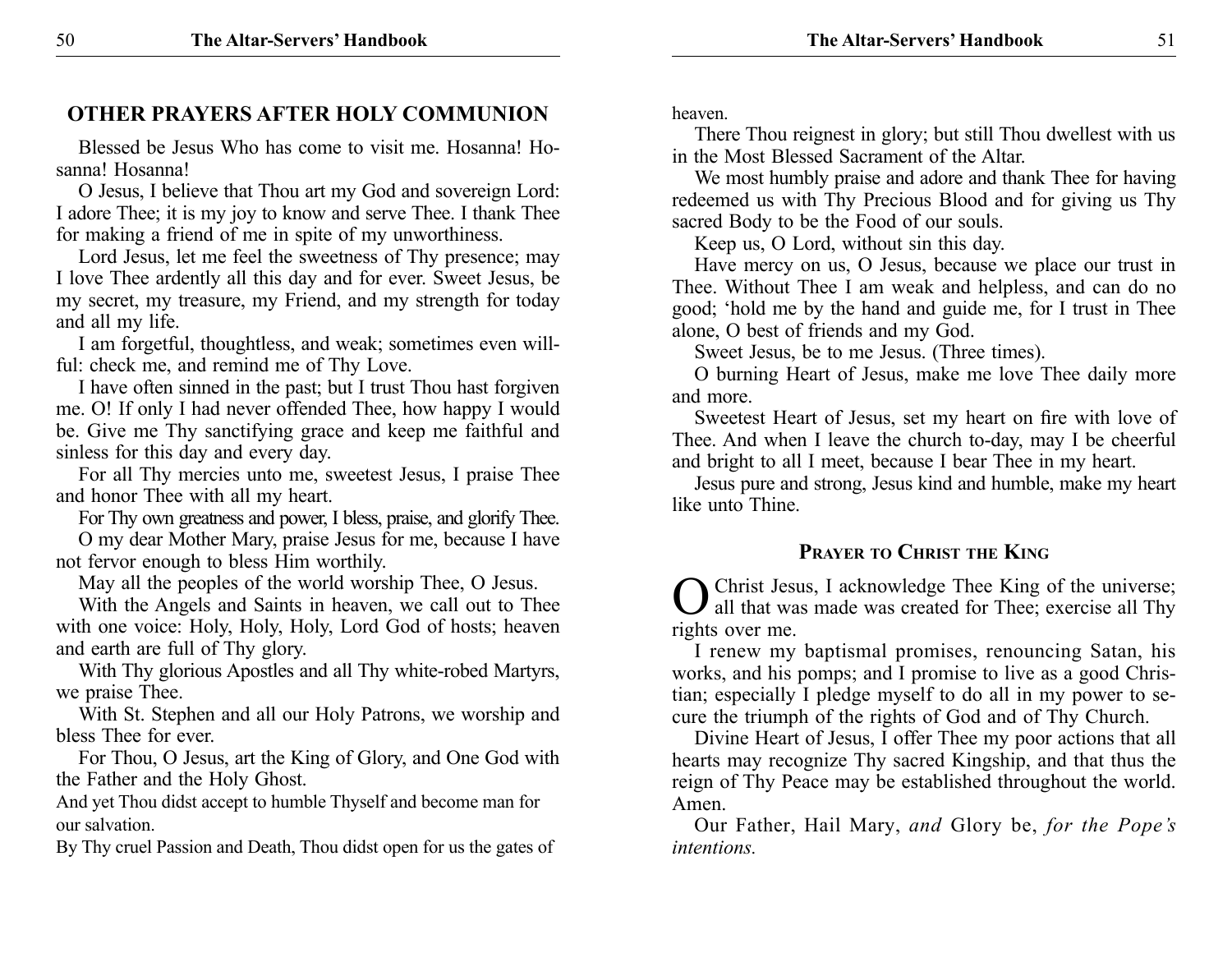## OTHER PRAYERS AFTER HOLY COMMUNION

Blessed be Jesus Who has come to visit me. Hosanna! Hosanna! Hosanna!

O Jesus, I believe that Thou art my God and sovereign Lord: I adore Thee; it is my joy to know and serve Thee. I thank Thee for making a friend of me in spite of my unworthiness.

Lord Jesus, let me feel the sweetness of Thy presence; may I love Thee ardently all this day and for ever. Sweet Jesus, be my secret, my treasure, my Friend, and my strength for today and all my life.

I am forgetful, thoughtless, and weak; sometimes even willful: check me, and remind me of Thy Love.

I have often sinned in the past; but I trust Thou hast forgiven me. O! If only I had never offended Thee, how happy I would be. Give me Thy sanctifying grace and keep me faithful and sinless for this day and every day.

For all Thy mercies unto me, sweetest Jesus, I praise Thee and honor Thee with all my heart.

For Thy own greatness and power, I bless, praise, and glorify Thee.

O my dear Mother Mary, praise Jesus for me, because I have not fervor enough to bless Him worthily.

May all the peoples of the world worship Thee, O Jesus.

With the Angels and Saints in heaven, we call out to Thee with one voice: Holy, Holy, Holy, Lord God of hosts; heaven and earth are full of Thy glory.

With Thy glorious Apostles and all Thy white-robed Martyrs, we praise Thee.

With St. Stephen and all our Holy Patrons, we worship and bless Thee for ever.

For Thou, O Jesus, art the King of Glory, and One God with the Father and the Holy Ghost.

And yet Thou didst accept to humble Thyself and become man for our salvation.

By Thy cruel Passion and Death, Thou didst open for us the gates of heaven.

There Thou reignest in glory; but still Thou dwellest with us in the Most Blessed Sacrament of the Altar.

We most humbly praise and adore and thank Thee for having redeemed us with Thy Precious Blood and for giving us Thy sacred Body to be the Food of our souls.

Keep us, O Lord, without sin this day.

Have mercy on us, O Jesus, because we place our trust in Thee. Without Thee I am weak and helpless, and can do no good; 'hold me by the hand and guide me, for I trust in Thee alone, O best of friends and my God.

Sweet Jesus, be to me Jesus. (Three times).

O burning Heart of Jesus, make me love Thee daily more and more.

Sweetest Heart of Jesus, set my heart on fire with love of Thee. And when I leave the church to-day, may I be cheerful and bright to all I meet, because I bear Thee in my heart.

Jesus pure and strong, Jesus kind and humble, make my heart like unto Thine.

### Prayer to Christ the King

O Christ Jesus, I acknowledge Thee King of the universe; all that was made was created for Thee; exercise all Thy rights over me.

I renew my baptismal promises, renouncing Satan, his works, and his pomps; and I promise to live as a good Christian; especially I pledge myself to do all in my power to secure the triumph of the rights of God and of Thy Church.

Divine Heart of Jesus, I offer Thee my poor actions that all hearts may recognize Thy sacred Kingship, and that thus the reign of Thy Peace may be established throughout the world. Amen.

Our Father, Hail Mary, *and* Glory be, *for the Pope's intentions.*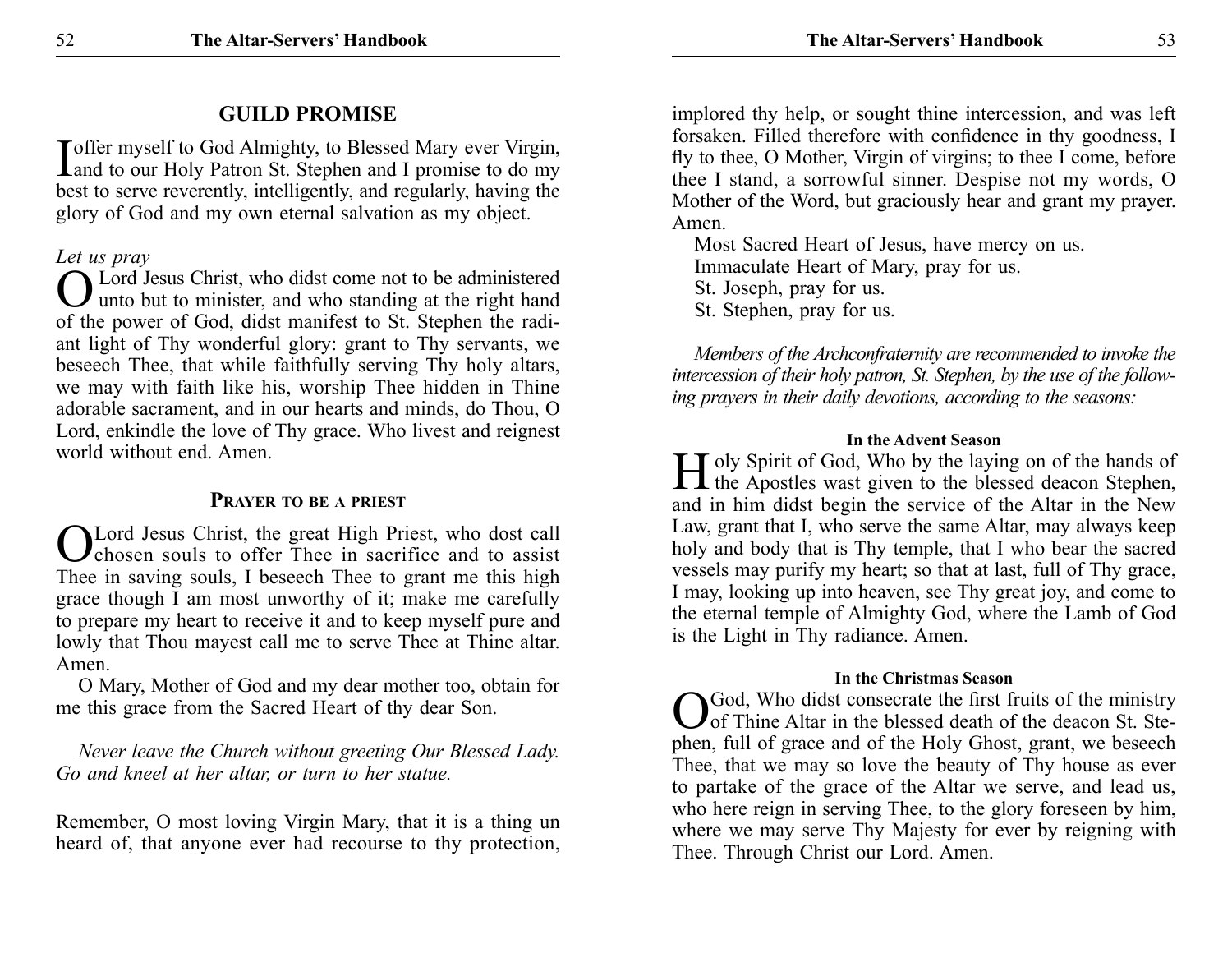## GUILD PROMISE

I offer myself to God Almighty, to Blessed Mary ever Virgin, and to our Holy Patron St. Stephen and I promise to do my best to serve reverently, intelligently, and regularly, having the glory of God and my own eternal salvation as my object.

*Let us pray*

O Lord Jesus Christ, who didst come not to be administered unto but to minister, and who standing at the right hand of the power of God, didst manifest to St. Stephen the radiant light of Thy wonderful glory: grant to Thy servants, we beseech Thee, that while faithfully serving Thy holy altars, we may with faith like his, worship Thee hidden in Thine adorable sacrament, and in our hearts and minds, do Thou, O Lord, enkindle the love of Thy grace. Who livest and reignest world without end. Amen.

### Prayer to be a priest

O Lord Jesus Christ, the great High Priest, who dost call chosen souls to offer Thee in sacrifice and to assist Thee in saving souls, I beseech Thee to grant me this high grace though I am most unworthy of it; make me carefully to prepare my heart to receive it and to keep myself pure and lowly that Thou mayest call me to serve Thee at Thine altar. Amen.

O Mary, Mother of God and my dear mother too, obtain for me this grace from the Sacred Heart of thy dear Son.

*Never leave the Church without greeting Our Blessed Lady. Go and kneel at her altar, or turn to her statue.*

Remember, O most loving Virgin Mary, that it is a thing un heard of, that anyone ever had recourse to thy protection, implored thy help, or sought thine intercession, and was left forsaken. Filled therefore with confidence in thy goodness, I fly to thee, O Mother, Virgin of virgins; to thee I come, before thee I stand, a sorrowful sinner. Despise not my words, O Mother of the Word, but graciously hear and grant my prayer. Amen.

Most Sacred Heart of Jesus, have mercy on us.
Immaculate Heart of Mary, pray for us.
St. Joseph, pray for us.
St. Stephen, pray for us.

*Members of the Archconfraternity are recommended to invoke the intercession of their holy patron, St. Stephen, by the use of the following prayers in their daily devotions, according to the seasons:*

#### In the Advent Season

Holy Spirit of God, Who by the laying on of the hands of the Apostles wast given to the blessed deacon Stephen, and in him didst begin the service of the Altar in the New Law, grant that I, who serve the same Altar, may always keep holy and body that is Thy temple, that I who bear the sacred vessels may purify my heart; so that at last, full of Thy grace, I may, looking up into heaven, see Thy great joy, and come to the eternal temple of Almighty God, where the Lamb of God is the Light in Thy radiance. Amen.

#### In the Christmas Season

O God, Who didst consecrate the first fruits of the ministry of Thine Altar in the blessed death of the deacon St. Stephen, full of grace and of the Holy Ghost, grant, we beseech Thee, that we may so love the beauty of Thy house as ever to partake of the grace of the Altar we serve, and lead us, who here reign in serving Thee, to the glory foreseen by him, where we may serve Thy Majesty for ever by reigning with Thee. Through Christ our Lord. Amen.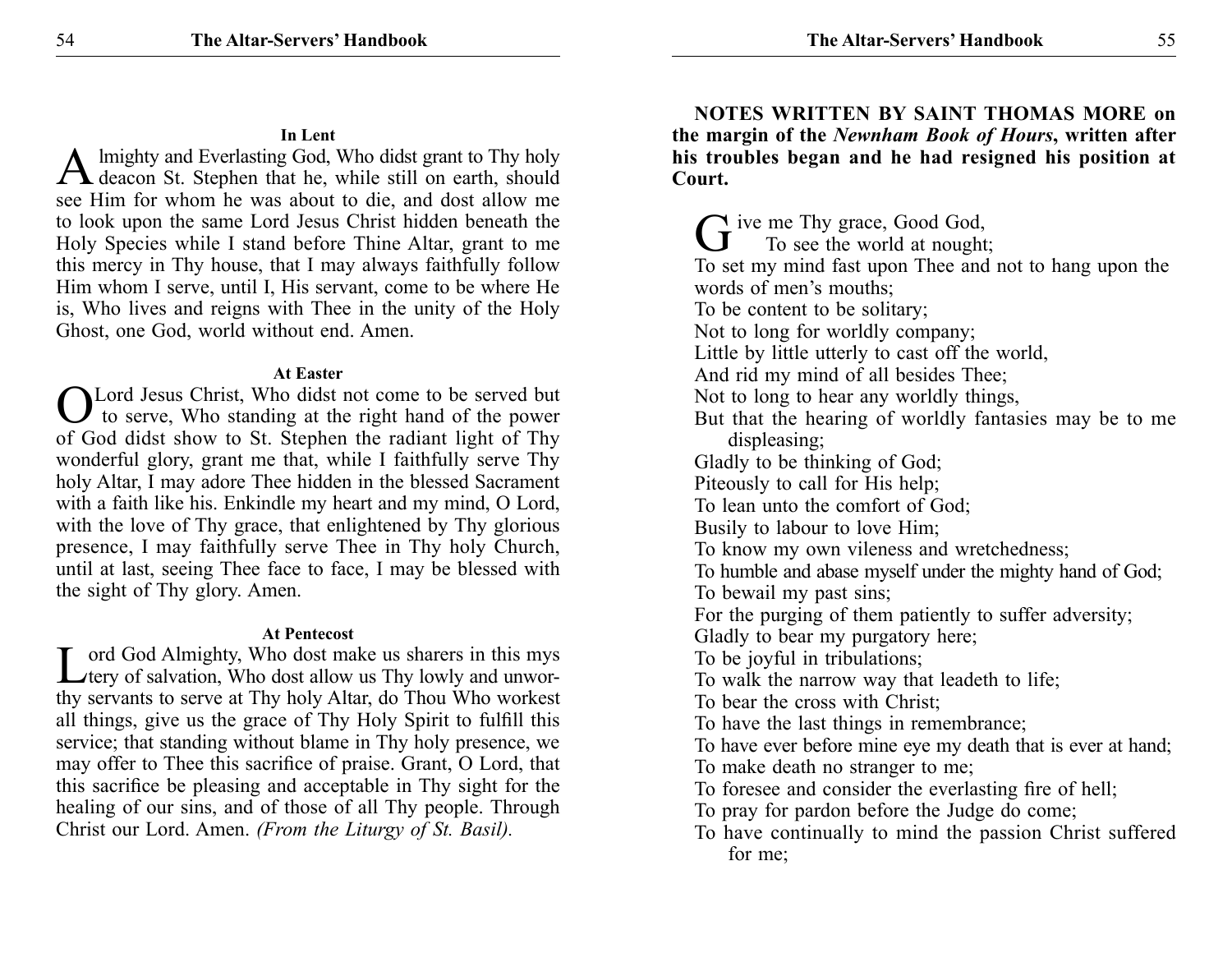### In Lent

Almighty and Everlasting God, Who didst grant to Thy holy deacon St. Stephen that he, while still on earth, should see Him for whom he was about to die, and dost allow me to look upon the same Lord Jesus Christ hidden beneath the Holy Species while I stand before Thine Altar, grant to me this mercy in Thy house, that I may always faithfully follow Him whom I serve, until I, His servant, come to be where He is, Who lives and reigns with Thee in the unity of the Holy Ghost, one God, world without end. Amen.

### At Easter

O Lord Jesus Christ, Who didst not come to be served but to serve, Who standing at the right hand of the power of God didst show to St. Stephen the radiant light of Thy wonderful glory, grant me that, while I faithfully serve Thy holy Altar, I may adore Thee hidden in the blessed Sacrament with a faith like his. Enkindle my heart and my mind, O Lord, with the love of Thy grace, that enlightened by Thy glorious presence, I may faithfully serve Thee in Thy holy Church, until at last, seeing Thee face to face, I may be blessed with the sight of Thy glory. Amen.

### At Pentecost

Lord God Almighty, Who dost make us sharers in this mystery of salvation, Who dost allow us Thy lowly and unworthy servants to serve at Thy holy Altar, do Thou Who workest all things, give us the grace of Thy Holy Spirit to fulfill this service; that standing without blame in Thy holy presence, we may offer to Thee this sacrifice of praise. Grant, O Lord, that this sacrifice be pleasing and acceptable in Thy sight for the healing of our sins, and of those of all Thy people. Through Christ our Lord. Amen. *(From the Liturgy of St. Basil).*

**NOTES WRITTEN BY SAINT THOMAS MORE on the margin of the *Newnham Book of Hours*, written after his troubles began and he had resigned his position at Court.**

Give me Thy grace, Good God,
To see the world at nought;
To set my mind fast upon Thee and not to hang upon the words of men's mouths;
To be content to be solitary;
Not to long for worldly company;
Little by little utterly to cast off the world,
And rid my mind of all besides Thee;
Not to long to hear any worldly things,
But that the hearing of worldly fantasies may be to me displeasing;
Gladly to be thinking of God;
Piteously to call for His help;
To lean unto the comfort of God;
Busily to labour to love Him;
To know my own vileness and wretchedness;
To humble and abase myself under the mighty hand of God;
To bewail my past sins;
For the purging of them patiently to suffer adversity;
Gladly to bear my purgatory here;
To be joyful in tribulations;
To walk the narrow way that leadeth to life;
To bear the cross with Christ;
To have the last things in remembrance;
To have ever before mine eye my death that is ever at hand;
To make death no stranger to me;
To foresee and consider the everlasting fire of hell;
To pray for pardon before the Judge do come;
To have continually to mind the passion Christ suffered for me;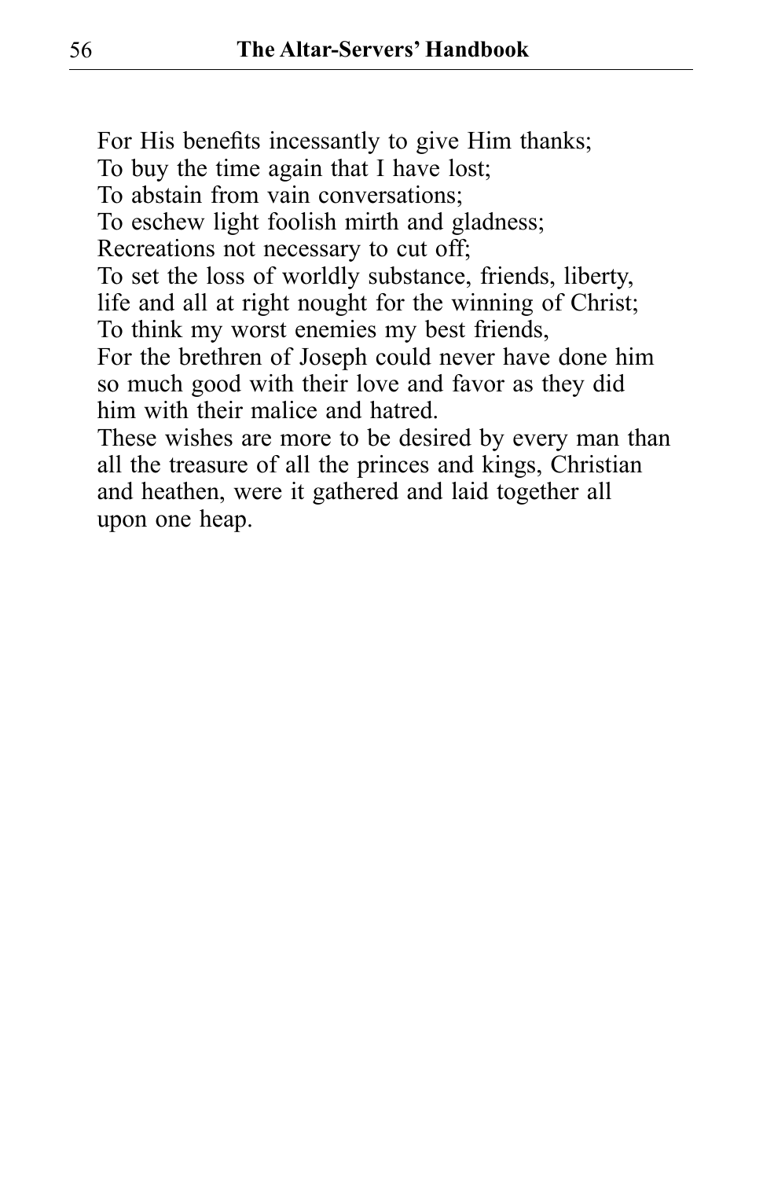For His benefits incessantly to give Him thanks;
To buy the time again that I have lost;
To abstain from vain conversations;
To eschew light foolish mirth and gladness;
Recreations not necessary to cut off;
To set the loss of worldly substance, friends, liberty, life and all at right nought for the winning of Christ;
To think my worst enemies my best friends,
For the brethren of Joseph could never have done him so much good with their love and favor as they did him with their malice and hatred.
These wishes are more to be desired by every man than all the treasure of all the princes and kings, Christian and heathen, were it gathered and laid together all upon one heap.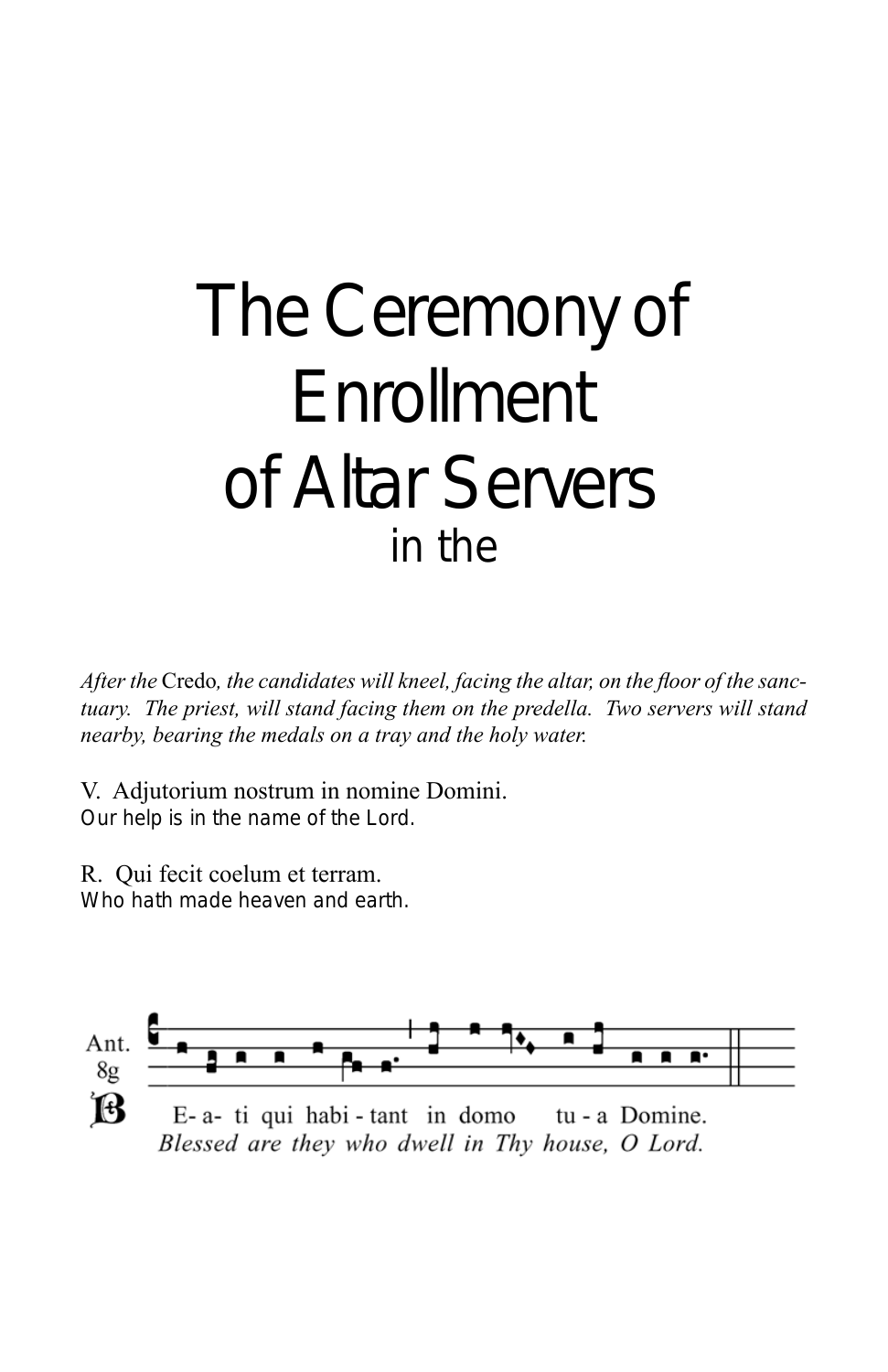# The Ceremony of Enrollment of Altar Servers

in the

*After the* Credo*, the candidates will kneel, facing the altar, on the floor of the sanctuary. The priest, will stand facing them on the predella. Two servers will stand nearby, bearing the medals on a tray and the holy water.*

V. Adjutorium nostrum in nomine Domini.
Our help is in the name of the Lord.

R. Qui fecit coelum et terram.
Who hath made heaven and earth.

Ant. 8g

B E- a- ti qui habi - tant in domo tu - a Domine.
*Blessed are they who dwell in Thy house, O Lord.*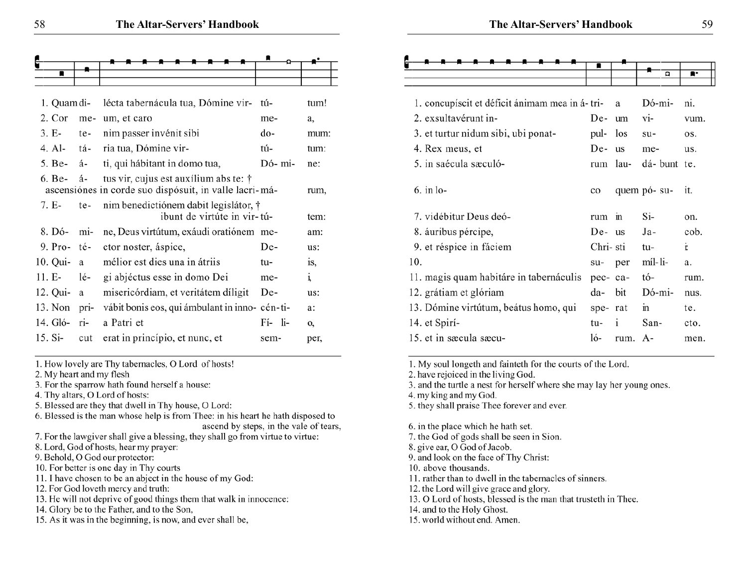| | | | | |
|---|---|---|---|---|
| 1. Quam | di- | lécta tabernácula tua, Dómine vir- | tú- | tum! |
| 2. Cor | me- | um, et caro | me- | a, |
| 3. E- | te- | nim passer invénit sibi | do- | mum: |
| 4. Al- | tá- | ria tua, Dómine vir- | tú- | tum: |
| 5. Be- | á- | ti, qui hábitant in domo tua, | Dó- mi- | ne: |
| 6. Be- | á- | tus vir, cujus est auxílium abs te: † ascensiónes in corde suo dispósuit, in valle lacri- | má- | rum, |
| 7. E- | te- | nim benedictiónem dabit legislátor, † ibunt de virtúte in vir- | tú- | tem: |
| 8. Dó- | mi- | ne, Deus virtútum, exáudi oratiónem | me- | am: |
| 9. Pro- | té- | ctor noster, áspice, | De- | us: |
| 10. Qui- | a | mélior est dies una in átriis | tu- | is, |
| 11. E- | lé- | gi abjéctus esse in domo Dei | me- | i, |
| 12. Qui- | a | misericórdiam, et veritátem díligit | De- | us: |
| 13. Non | pri- | vábit bonis eos, qui ámbulant in inno- | cén- ti- | a: |
| 14. Gló- | ri- | a Patri et | Fí- li- | o, |
| 15. Si- | cut | erat in princípio, et nunc, et | sem- | per, |

1. How lovely are Thy tabernacles, O Lord of hosts!
2. My heart and my flesh
3. For the sparrow hath found herself a house:
4. Thy altars, O Lord of hosts:
5. Blessed are they that dwell in Thy house, O Lord:
6. Blessed is the man whose help is from Thee: in his heart he hath disposed to ascend by steps, in the vale of tears,
7. For the lawgiver shall give a blessing, they shall go from virtue to virtue:
8. Lord, God of hosts, hear my prayer:
9. Behold, O God our protector:
10. For better is one day in Thy courts
11. I have chosen to be an abject in the house of my God:
12. For God loveth mercy and truth:
13. He will not deprive of good things them that walk in innocence:
14. Glory be to the Father, and to the Son,
15. As it was in the beginning, is now, and ever shall be,

| | | | | |
|---|---|---|---|---|
| 1. concupíscit et déficit ánimam mea in á- | tri- | a | Dó-mi- | ni. |
| 2. exsultavérunt in- | De- | um | vi- | vum. |
| 3. et turtur nidum sibi, ubi ponat- | pul- | los | su- | os. |
| 4. Rex meus, et | De- | us | me- | us. |
| 5. in saécula sæculó- | rum | lau- | dá- bunt | te. |
| 6. in lo- | co | quem | pó- su- | it. |
| 7. vidébitur Deus deó- | rum | in | Si- | on. |
| 8. áuribus pércipe, | De- | us | Ja- | cob. |
| 9. et réspice in fáciem | Chri- | sti | tu- | i. |
| 10. | su- | per | míl- li- | a. |
| 11. magis quam habitáre in tabernáculis | pec- | ca- | tó- | rum. |
| 12. grátiam et glóriam | da- | bit | Dó-mi- | nus. |
| 13. Dómine virtútum, beátus homo, qui | spe- | rat | in | te. |
| 14. et Spirí- | tu- | i | San- | cto. |
| 15. et in sæcula sæcu- | ló- | rum. | A- | men. |

1. My soul longeth and fainteth for the courts of the Lord.
2. have rejoiced in the living God.
3. and the turtle a nest for herself where she may lay her young ones.
4. my king and my God.
5. they shall praise Thee forever and ever.
6. in the place which he hath set.
7. the God of gods shall be seen in Sion.
8. give ear, O God of Jacob.
9. and look on the face of Thy Christ:
10. above thousands.
11. rather than to dwell in the tabernacles of sinners.
12. the Lord will give grace and glory.
13. O Lord of hosts, blessed is the man that trusteth in Thee.
14. and to the Holy Ghost.
15. world without end. Amen.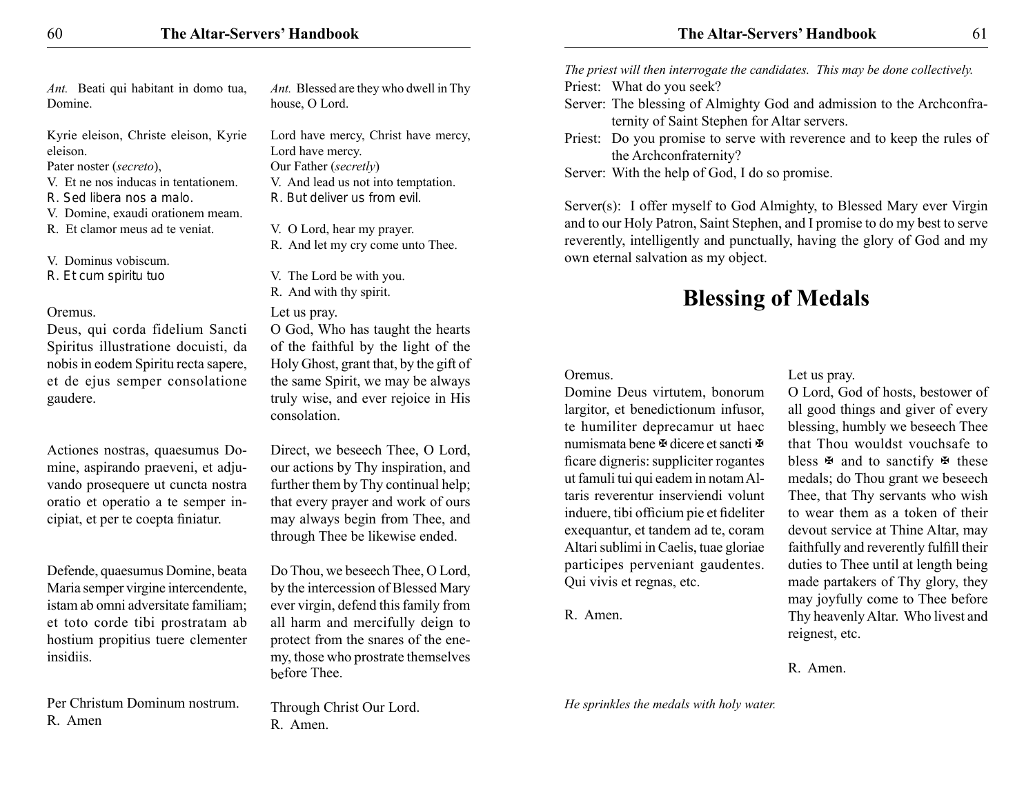| | |
|---|---|
| *Ant.* Beati qui habitant in domo tua, Domine. | *Ant.* Blessed are they who dwell in Thy house, O Lord. |
| Kyrie eleison, Christe eleison, Kyrie eleison. | Lord have mercy, Christ have mercy, Lord have mercy. |
| Pater noster (*secreto*), | Our Father (*secretly*) |
| V. Et ne nos inducas in tentationem. | V. And lead us not into temptation. |
| R. Sed libera nos a malo. | R. But deliver us from evil. |
| V. Domine, exaudi orationem meam. | V. O Lord, hear my prayer. |
| R. Et clamor meus ad te veniat. | R. And let my cry come unto Thee. |
| V. Dominus vobiscum. | V. The Lord be with you. |
| R. Et cum spiritu tuo | R. And with thy spirit. |
| Oremus. | Let us pray. |
| Deus, qui corda fidelium Sancti Spiritus illustratione docuisti, da nobis in eodem Spiritu recta sapere, et de ejus semper consolatione gaudere. | O God, Who has taught the hearts of the faithful by the light of the Holy Ghost, grant that, by the gift of the same Spirit, we may be always truly wise, and ever rejoice in His consolation. |
| Actiones nostras, quaesumus Domine, aspirando praeveni, et adjuvando prosequere ut cuncta nostra oratio et operatio a te semper incipiat, et per te coepta finiatur. | Direct, we beseech Thee, O Lord, our actions by Thy inspiration, and further them by Thy continual help; that every prayer and work of ours may always begin from Thee, and through Thee be likewise ended. |
| Defende, quaesumus Domine, beata Maria semper virgine intercendente, istam ab omni adversitate familiam; et toto corde tibi prostratam ab hostium propitius tuere clementer insidiis. | Do Thou, we beseech Thee, O Lord, by the intercession of Blessed Mary ever virgin, defend this family from all harm and mercifully deign to protect from the snares of the enemy, those who prostrate themselves before Thee. |
| Per Christum Dominum nostrum. | Through Christ Our Lord. |
| R. Amen | R. Amen. |

*The priest will then interrogate the candidates. This may be done collectively.*

Priest: What do you seek?

Server: The blessing of Almighty God and admission to the Archconfraternity of Saint Stephen for Altar servers.

Priest: Do you promise to serve with reverence and to keep the rules of the Archconfraternity?

Server: With the help of God, I do so promise.

Server(s): I offer myself to God Almighty, to Blessed Mary ever Virgin and to our Holy Patron, Saint Stephen, and I promise to do my best to serve reverently, intelligently and punctually, having the glory of God and my own eternal salvation as my object.

# Blessing of Medals

| | |
|---|---|
| Oremus. | Let us pray. |
| Domine Deus virtutem, bonorum largitor, et benedictionum infusor, te humiliter deprecamur ut haec numismata bene ✠ dicere et sancti ✠ ficare digneris: suppliciter rogantes ut famuli tui qui eadem in notam Altaris reverentur inserviendi volunt induere, tibi officium pie et fideliter exequantur, et tandem ad te, coram Altari sublimi in Caelis, tuae gloriae participes perveniant gaudentes. Qui vivis et regnas, etc. | O Lord, God of hosts, bestower of all good things and giver of every blessing, humbly we beseech Thee that Thou wouldst vouchsafe to bless ✠ and to sanctify ✠ these medals; do Thou grant we beseech Thee, that Thy servants who wish to wear them as a token of their devout service at Thine Altar, may faithfully and reverently fulfill their duties to Thee until at length being made partakers of Thy glory, they may joyfully come to Thee before Thy heavenly Altar. Who livest and reignest, etc. |
| R. Amen. | R. Amen. |

*He sprinkles the medals with holy water.*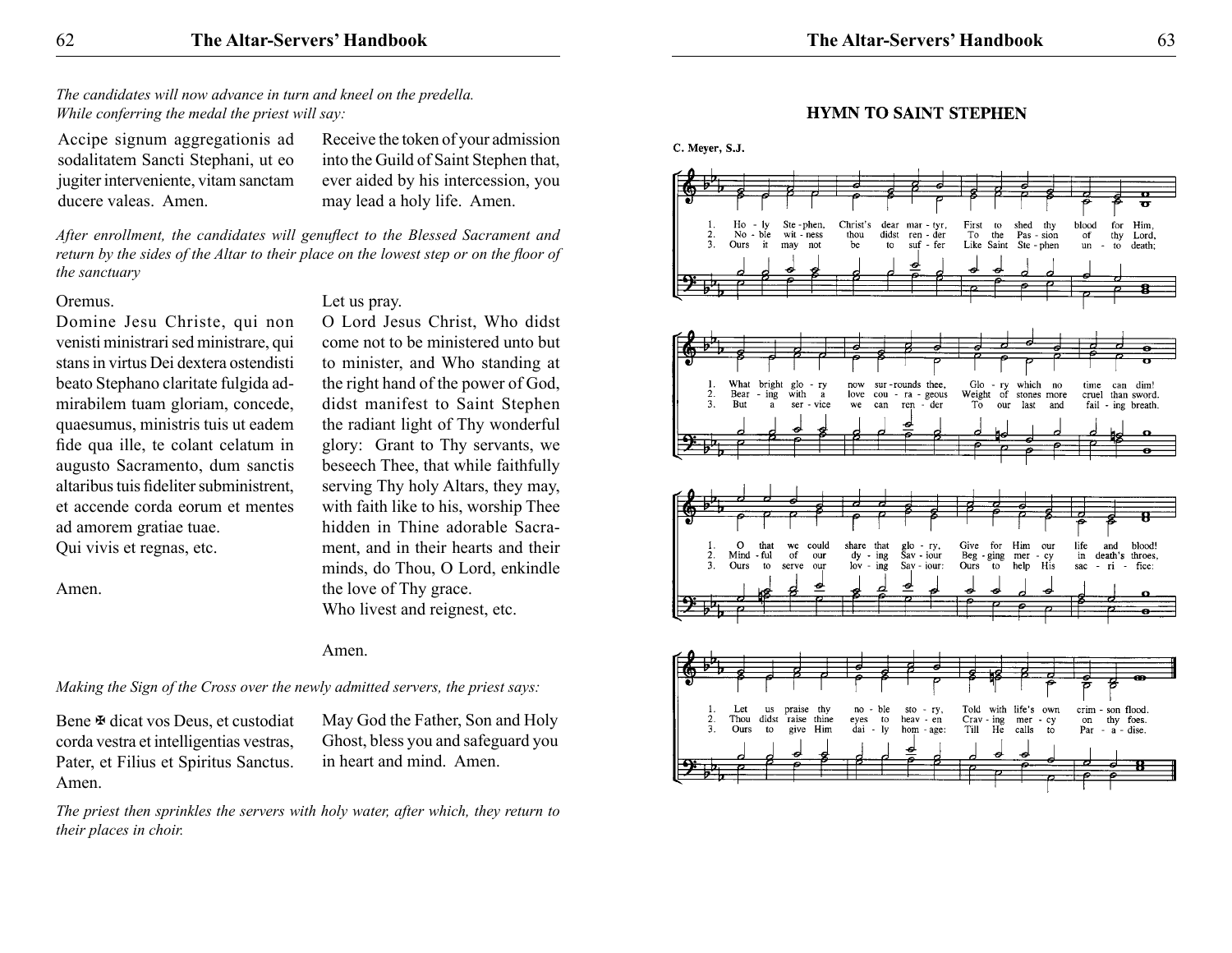*The candidates will now advance in turn and kneel on the predella. While conferring the medal the priest will say:*

Accipe signum aggregationis ad sodalitatem Sancti Stephani, ut eo jugiter interveniente, vitam sanctam ducere valeas. Amen.

Receive the token of your admission into the Guild of Saint Stephen that, ever aided by his intercession, you may lead a holy life. Amen.

*After enrollment, the candidates will genuflect to the Blessed Sacrament and return by the sides of the Altar to their place on the lowest step or on the floor of the sanctuary*

Oremus.
Domine Jesu Christe, qui non venisti ministrari sed ministrare, qui stans in virtus Dei dextera ostendisti beato Stephano claritate fulgida admirabilem tuam gloriam, concede, quaesumus, ministris tuis ut eadem fide qua ille, te colant celatum in augusto Sacramento, dum sanctis altaribus tuis fideliter subministrent, et accende corda eorum et mentes ad amorem gratiae tuae.
Qui vivis et regnas, etc.

Amen.

Let us pray.
O Lord Jesus Christ, Who didst come not to be ministered unto but to minister, and Who standing at the right hand of the power of God, didst manifest to Saint Stephen the radiant light of Thy wonderful glory: Grant to Thy servants, we beseech Thee, that while faithfully serving Thy holy Altars, they may, with faith like to his, worship Thee hidden in Thine adorable Sacrament, and in their hearts and their minds, do Thou, O Lord, enkindle the love of Thy grace.
Who livest and reignest, etc.

Amen.

*Making the Sign of the Cross over the newly admitted servers, the priest says:*

Bene ✠ dicat vos Deus, et custodiat corda vestra et intelligentias vestras, Pater, et Filius et Spiritus Sanctus. Amen.

May God the Father, Son and Holy Ghost, bless you and safeguard you in heart and mind. Amen.

*The priest then sprinkles the servers with holy water, after which, they return to their places in choir.*

## HYMN TO SAINT STEPHEN

C. Meyer, S.J.

1. Holy Stephen, Christ's dear martyr, First to shed thy blood for Him, What bright glory now surrounds thee, Glory which no time can dim! O that we could share that glory, Give for Him our life and blood! Let us praise thy noble story, Told with life's own crimson flood.

2. Noble witness thou didst render To the Passion of thy Lord, Bearing with a love courageous Weight of stones more cruel than sword. Mindful of our dying Saviour Begging mercy in death's throes, Thou didst raise thine eyes to heaven Craving mercy on thy foes.

3. Ours it may not be to suffer Like Saint Stephen unto death; But a service we can render To our last and failing breath. Ours to serve our loving Saviour: Ours to help His sacrifice: Ours to give Him daily homage: Till He calls to Paradise.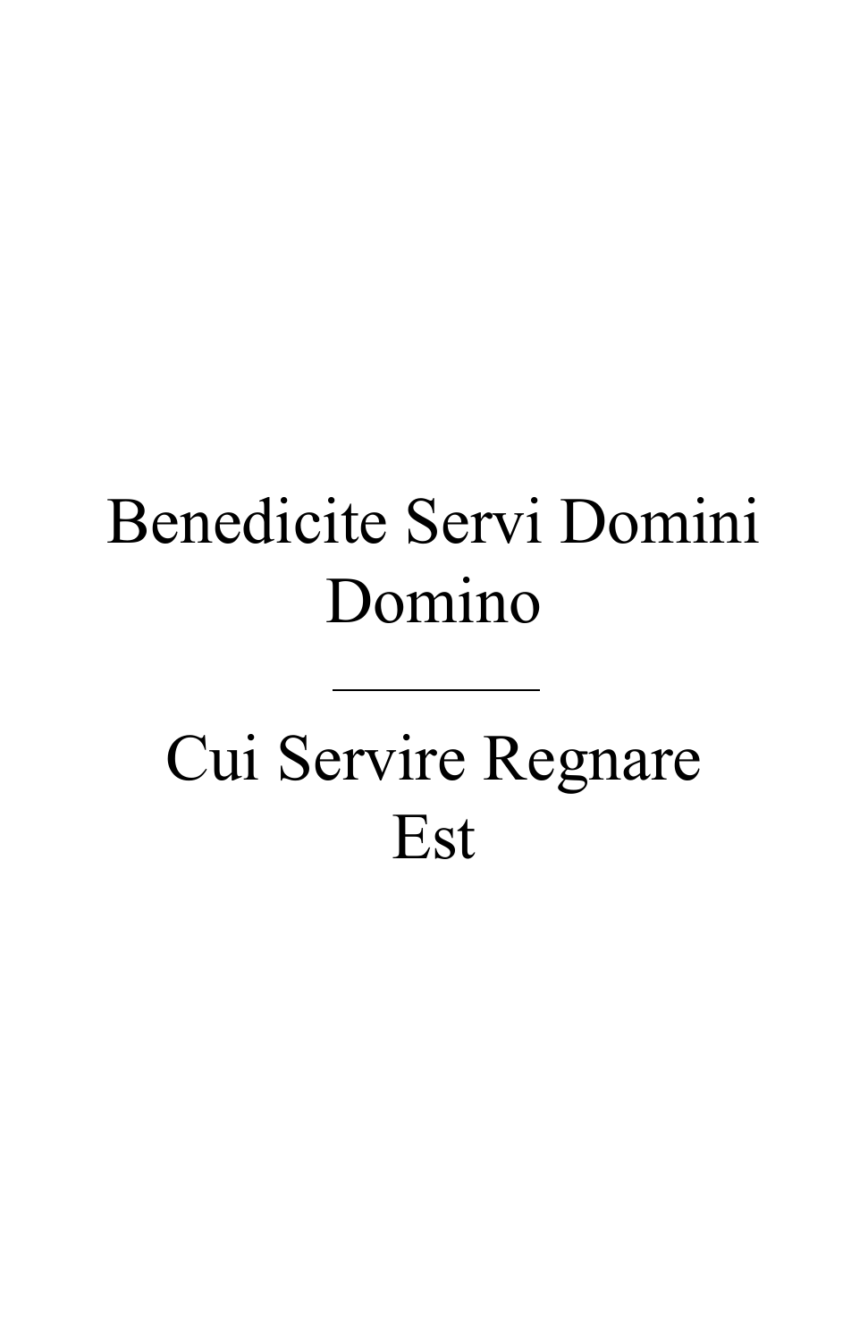Benedicite Servi Domini Domino

---

Cui Servire Regnare Est